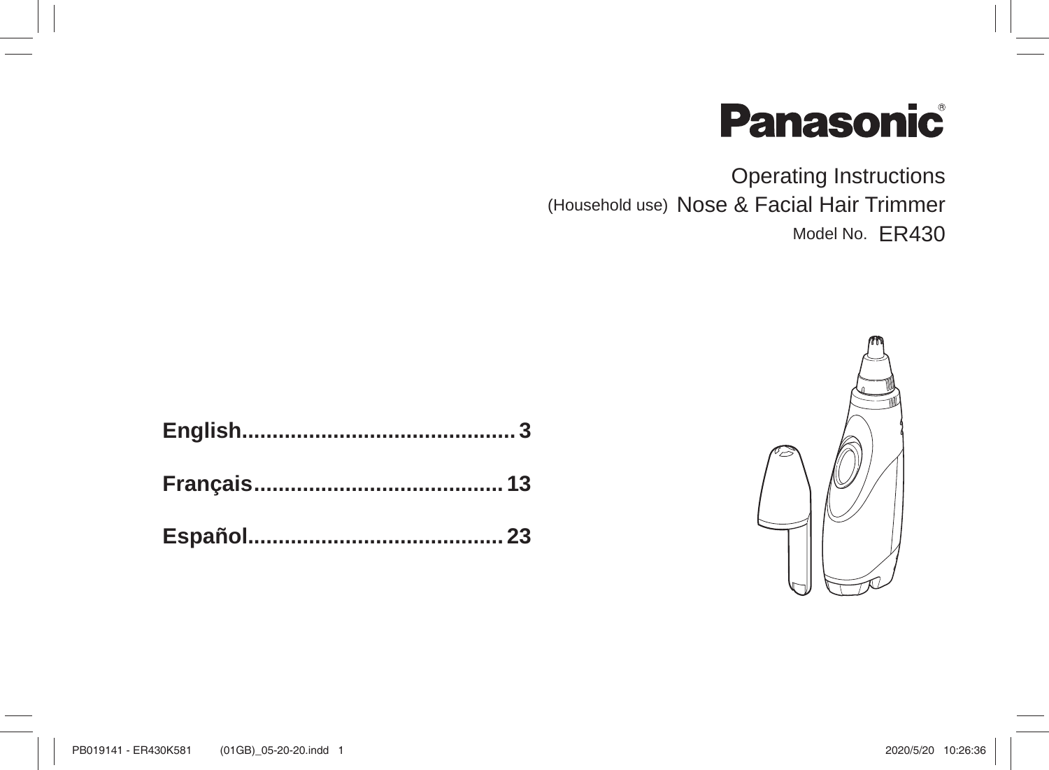# Panasonic

Operating Instructions

(Household use) Nose & Facial Hair Trimmer

Model No. ER430

**English............................................ 3**

**Français........................................ 13**

**Español......................................... 23**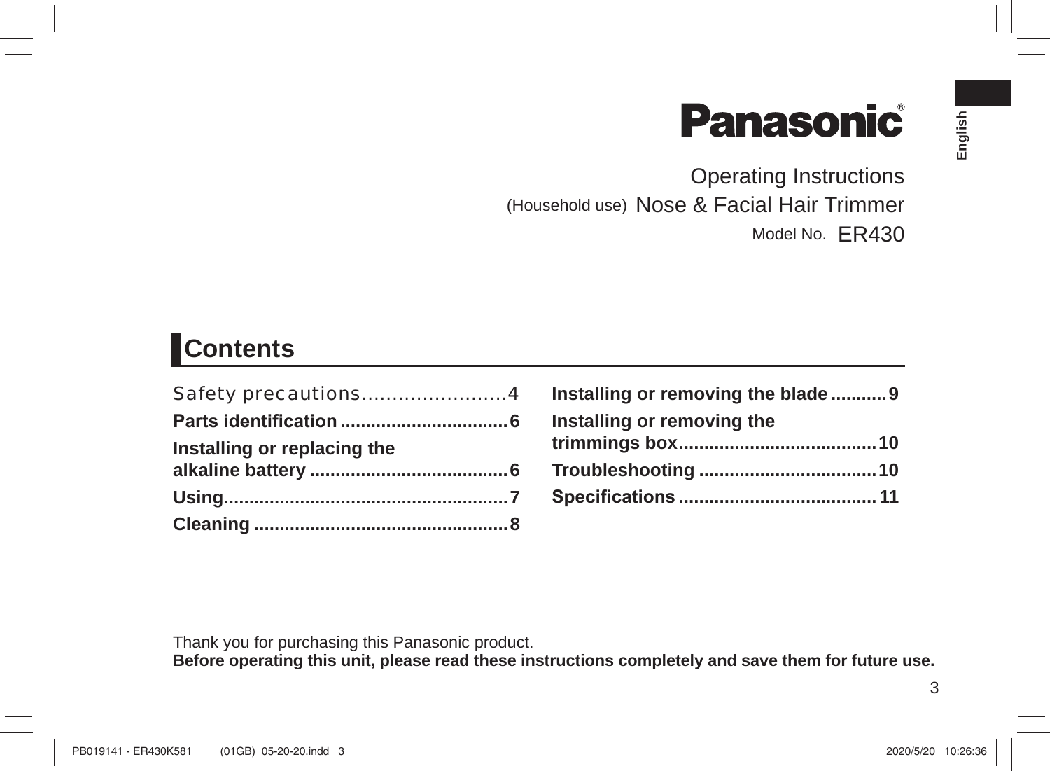English

**Panasonic**®

Operating Instructions

(Household use) Nose & Facial Hair Trimmer

Model No. ER430

## Contents

Safety precautions........................4

**Parts identification ................................6**

**Installing or replacing the alkaline battery .......................................6**

**Using........................................................7**

**Cleaning ..................................................8**

**Installing or removing the blade ...........9**

**Installing or removing the trimmings box.......................................10**

**Troubleshooting ...................................10**

**Specifications .......................................11**

Thank you for purchasing this Panasonic product.

**Before operating this unit, please read these instructions completely and save them for future use.**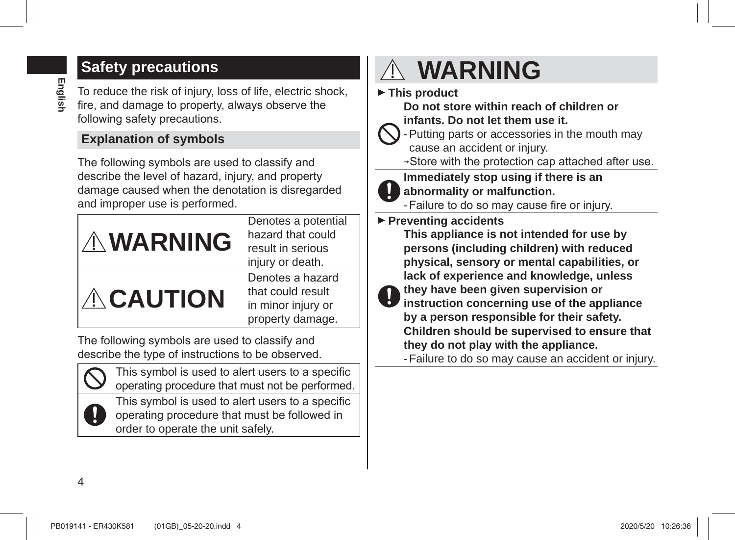## Safety precautions

To reduce the risk of injury, loss of life, electric shock, fire, and damage to property, always observe the following safety precautions.

### Explanation of symbols

The following symbols are used to classify and describe the level of hazard, injury, and property damage caused when the denotation is disregarded and improper use is performed.

| | |
|---|---|
| ⚠ **WARNING** | Denotes a potential hazard that could result in serious injury or death. |
| ⚠ **CAUTION** | Denotes a hazard that could result in minor injury or property damage. |

The following symbols are used to classify and describe the type of instructions to be observed.

| | |
|---|---|
| 🚫 | This symbol is used to alert users to a specific operating procedure that must not be performed. |
| ❗ | This symbol is used to alert users to a specific operating procedure that must be followed in order to operate the unit safely. |

## ⚠ WARNING

► **This product**

🚫 **Do not store within reach of children or infants. Do not let them use it.**

- Putting parts or accessories in the mouth may cause an accident or injury.

→ Store with the protection cap attached after use.

❗ **Immediately stop using if there is an abnormality or malfunction.**

- Failure to do so may cause fire or injury.

► **Preventing accidents**

❗ **This appliance is not intended for use by persons (including children) with reduced physical, sensory or mental capabilities, or lack of experience and knowledge, unless they have been given supervision or instruction concerning use of the appliance by a person responsible for their safety. Children should be supervised to ensure that they do not play with the appliance.**

- Failure to do so may cause an accident or injury.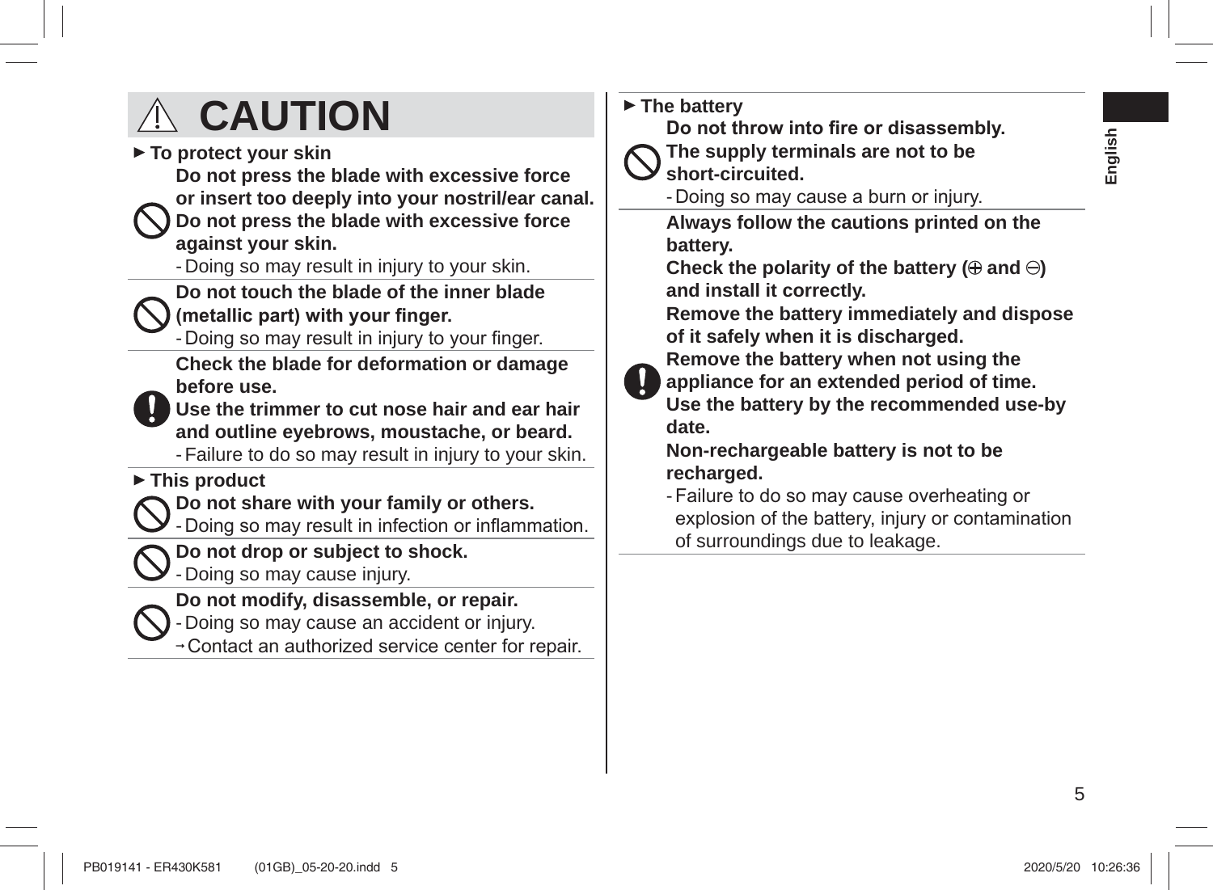# ⚠ CAUTION

► **To protect your skin**

**Do not press the blade with excessive force or insert too deeply into your nostril/ear canal. Do not press the blade with excessive force against your skin.**

- Doing so may result in injury to your skin.

**Do not touch the blade of the inner blade (metallic part) with your finger.**

- Doing so may result in injury to your finger.

**Check the blade for deformation or damage before use.**
**Use the trimmer to cut nose hair and ear hair and outline eyebrows, moustache, or beard.**

- Failure to do so may result in injury to your skin.

► **This product**

**Do not share with your family or others.**

- Doing so may result in infection or inflammation.

**Do not drop or subject to shock.**

- Doing so may cause injury.

**Do not modify, disassemble, or repair.**

- Doing so may cause an accident or injury.

→Contact an authorized service center for repair.

► **The battery**

**Do not throw into fire or disassembly.**
**The supply terminals are not to be short-circuited.**

- Doing so may cause a burn or injury.

**Always follow the cautions printed on the battery.**
**Check the polarity of the battery (⊕ and ⊖) and install it correctly.**
**Remove the battery immediately and dispose of it safely when it is discharged.**
**Remove the battery when not using the appliance for an extended period of time.**
**Use the battery by the recommended use-by date.**
**Non-rechargeable battery is not to be recharged.**

- Failure to do so may cause overheating or explosion of the battery, injury or contamination of surroundings due to leakage.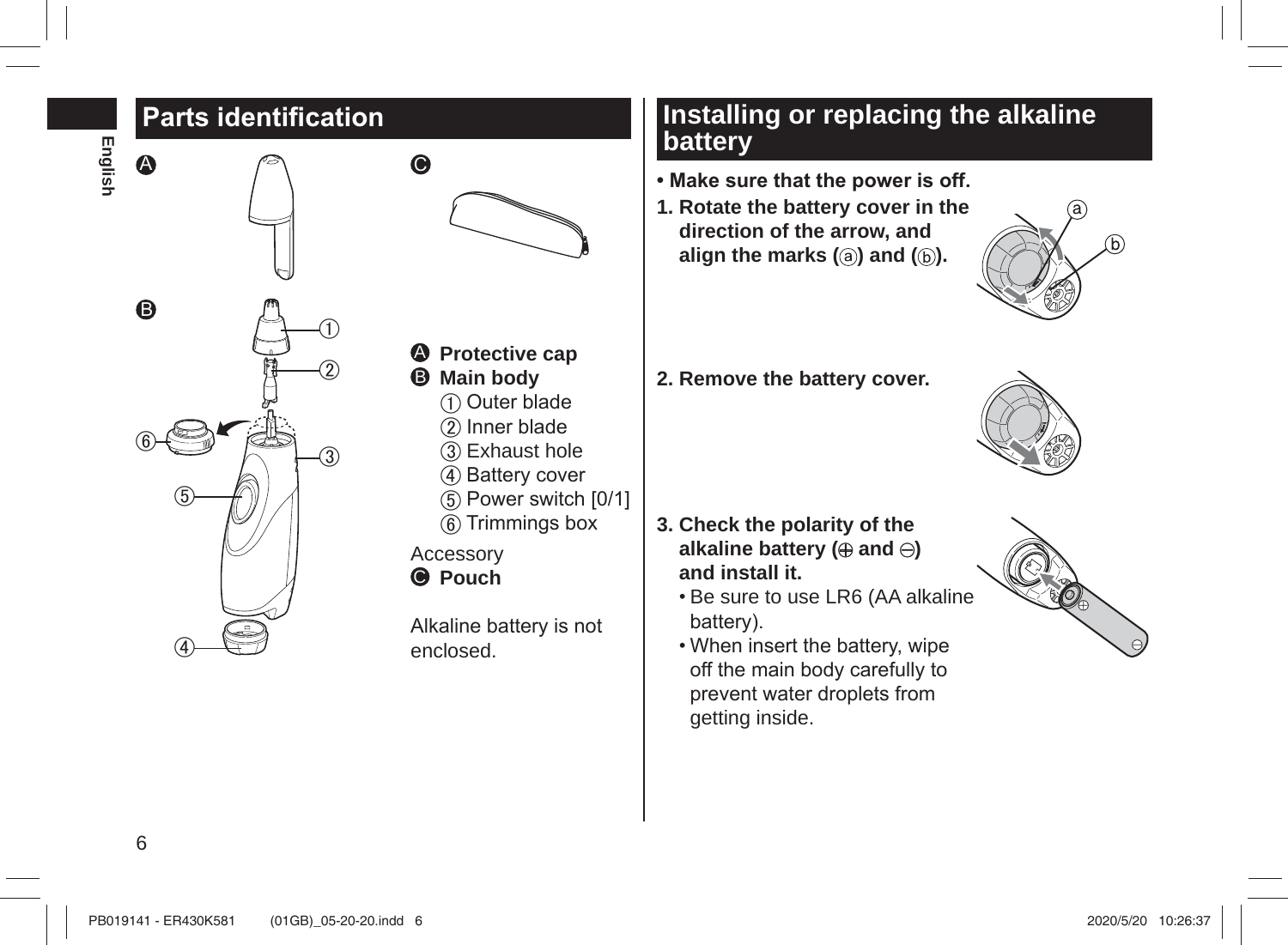## Parts identification

**A** Protective cap
**B** Main body
① Outer blade
② Inner blade
③ Exhaust hole
④ Battery cover
⑤ Power switch [0/1]
⑥ Trimmings box

Accessory
**C** Pouch

Alkaline battery is not enclosed.

## Installing or replacing the alkaline battery

- **Make sure that the power is off.**

**1. Rotate the battery cover in the direction of the arrow, and align the marks (ⓐ) and (ⓑ).**

**2. Remove the battery cover.**

**3. Check the polarity of the alkaline battery (⊕ and ⊖) and install it.**
- Be sure to use LR6 (AA alkaline battery).
- When insert the battery, wipe off the main body carefully to prevent water droplets from getting inside.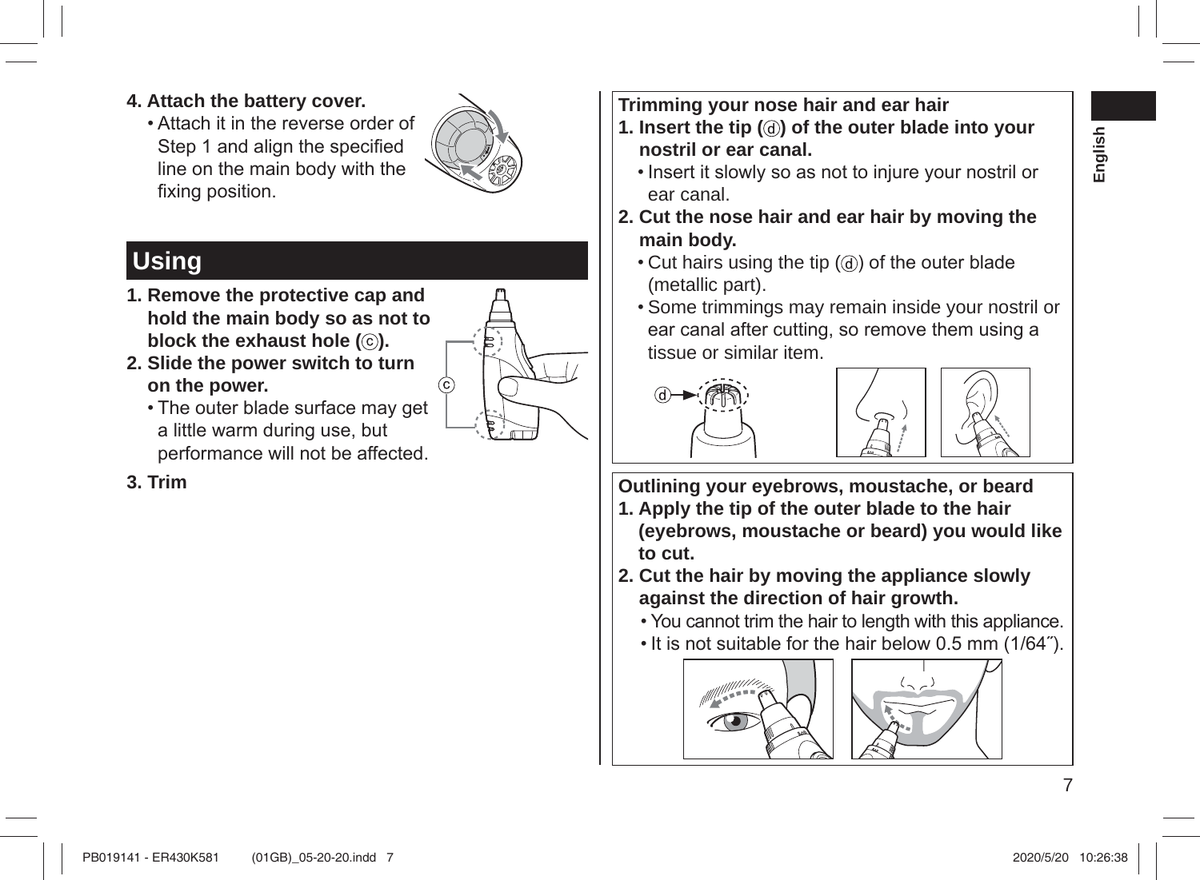**4. Attach the battery cover.**

- Attach it in the reverse order of Step 1 and align the specified line on the main body with the fixing position.

## Using

1. **Remove the protective cap and hold the main body so as not to block the exhaust hole (ⓒ).**
2. **Slide the power switch to turn on the power.**
   - The outer blade surface may get a little warm during use, but performance will not be affected.
3. **Trim**

### Trimming your nose hair and ear hair

1. **Insert the tip (ⓓ) of the outer blade into your nostril or ear canal.**
   - Insert it slowly so as not to injure your nostril or ear canal.
2. **Cut the nose hair and ear hair by moving the main body.**
   - Cut hairs using the tip (ⓓ) of the outer blade (metallic part).
   - Some trimmings may remain inside your nostril or ear canal after cutting, so remove them using a tissue or similar item.

### Outlining your eyebrows, moustache, or beard

1. **Apply the tip of the outer blade to the hair (eyebrows, moustache or beard) you would like to cut.**
2. **Cut the hair by moving the appliance slowly against the direction of hair growth.**
   - You cannot trim the hair to length with this appliance.
   - It is not suitable for the hair below 0.5 mm (1/64″).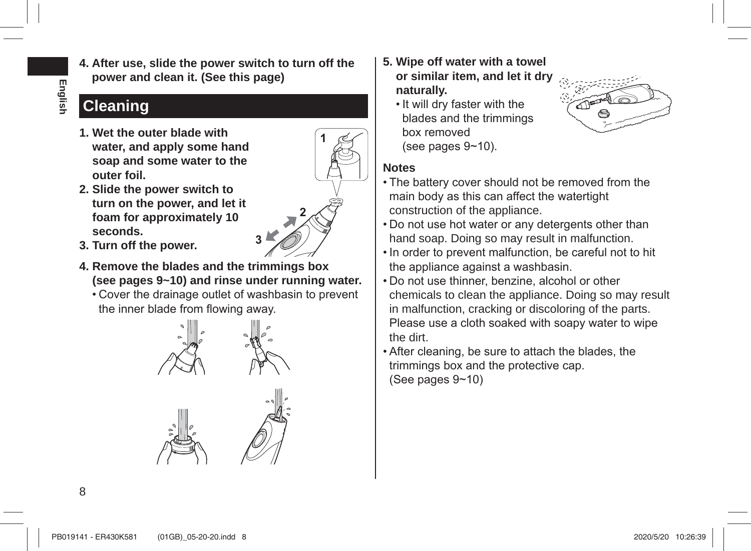**4. After use, slide the power switch to turn off the power and clean it. (See this page)**

## Cleaning

**1. Wet the outer blade with water, and apply some hand soap and some water to the outer foil.**

**2. Slide the power switch to turn on the power, and let it foam for approximately 10 seconds.**

**3. Turn off the power.**

**4. Remove the blades and the trimmings box (see pages 9~10) and rinse under running water.**

- Cover the drainage outlet of washbasin to prevent the inner blade from flowing away.

**5. Wipe off water with a towel or similar item, and let it dry naturally.**

- It will dry faster with the blades and the trimmings box removed (see pages 9~10).

**Notes**

- The battery cover should not be removed from the main body as this can affect the watertight construction of the appliance.
- Do not use hot water or any detergents other than hand soap. Doing so may result in malfunction.
- In order to prevent malfunction, be careful not to hit the appliance against a washbasin.
- Do not use thinner, benzine, alcohol or other chemicals to clean the appliance. Doing so may result in malfunction, cracking or discoloring of the parts. Please use a cloth soaked with soapy water to wipe the dirt.
- After cleaning, be sure to attach the blades, the trimmings box and the protective cap. (See pages 9~10)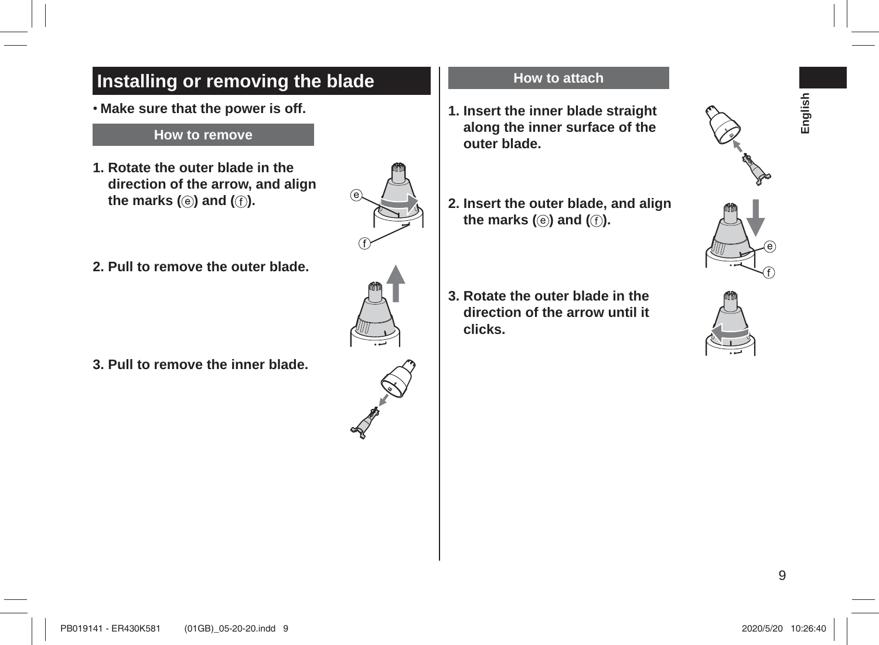## Installing or removing the blade

• **Make sure that the power is off.**

### How to remove

1. **Rotate the outer blade in the direction of the arrow, and align the marks (ⓔ) and (ⓕ).**

2. **Pull to remove the outer blade.**

3. **Pull to remove the inner blade.**

### How to attach

1. **Insert the inner blade straight along the inner surface of the outer blade.**

2. **Insert the outer blade, and align the marks (ⓔ) and (ⓕ).**

3. **Rotate the outer blade in the direction of the arrow until it clicks.**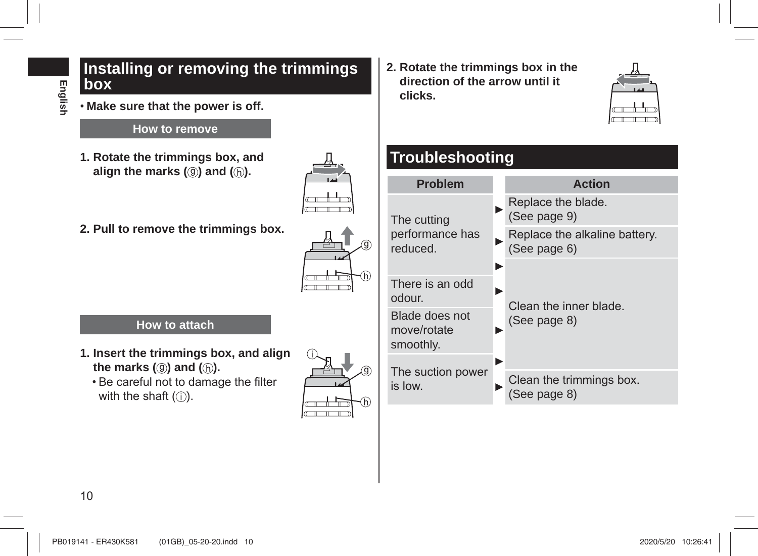## Installing or removing the trimmings box

- **Make sure that the power is off.**

### How to remove

**1. Rotate the trimmings box, and align the marks (ⓖ) and (ⓗ).**

**2. Pull to remove the trimmings box.**

### How to attach

**1. Insert the trimmings box, and align the marks (ⓖ) and (ⓗ).**

- Be careful not to damage the filter with the shaft (ⓘ).

**2. Rotate the trimmings box in the direction of the arrow until it clicks.**

## Troubleshooting

| Problem | | Action |
|---|---|---|
| The cutting performance has reduced. | ► | Replace the blade. (See page 9) |
| | ► | Replace the alkaline battery. (See page 6) |
| | ► | Clean the inner blade. (See page 8) |
| There is an odd odour. | ► | Clean the inner blade. (See page 8) |
| Blade does not move/rotate smoothly. | ► | Clean the inner blade. (See page 8) |
| The suction power is low. | ► | Clean the inner blade. (See page 8) |
| | ► | Clean the trimmings box. (See page 8) |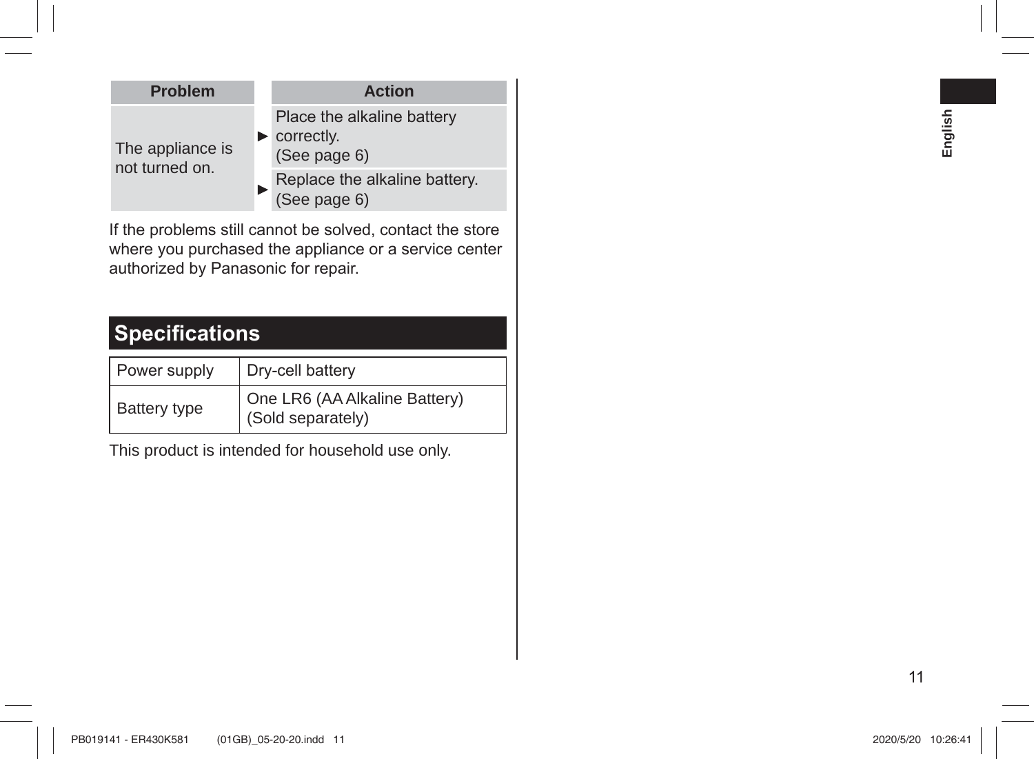| Problem | Action |
| --- | --- |
| The appliance is not turned on. | ► Place the alkaline battery correctly. (See page 6) |
| | ► Replace the alkaline battery. (See page 6) |

If the problems still cannot be solved, contact the store where you purchased the appliance or a service center authorized by Panasonic for repair.

## Specifications

| Power supply | Dry-cell battery |
| --- | --- |
| Battery type | One LR6 (AA Alkaline Battery) (Sold separately) |

This product is intended for household use only.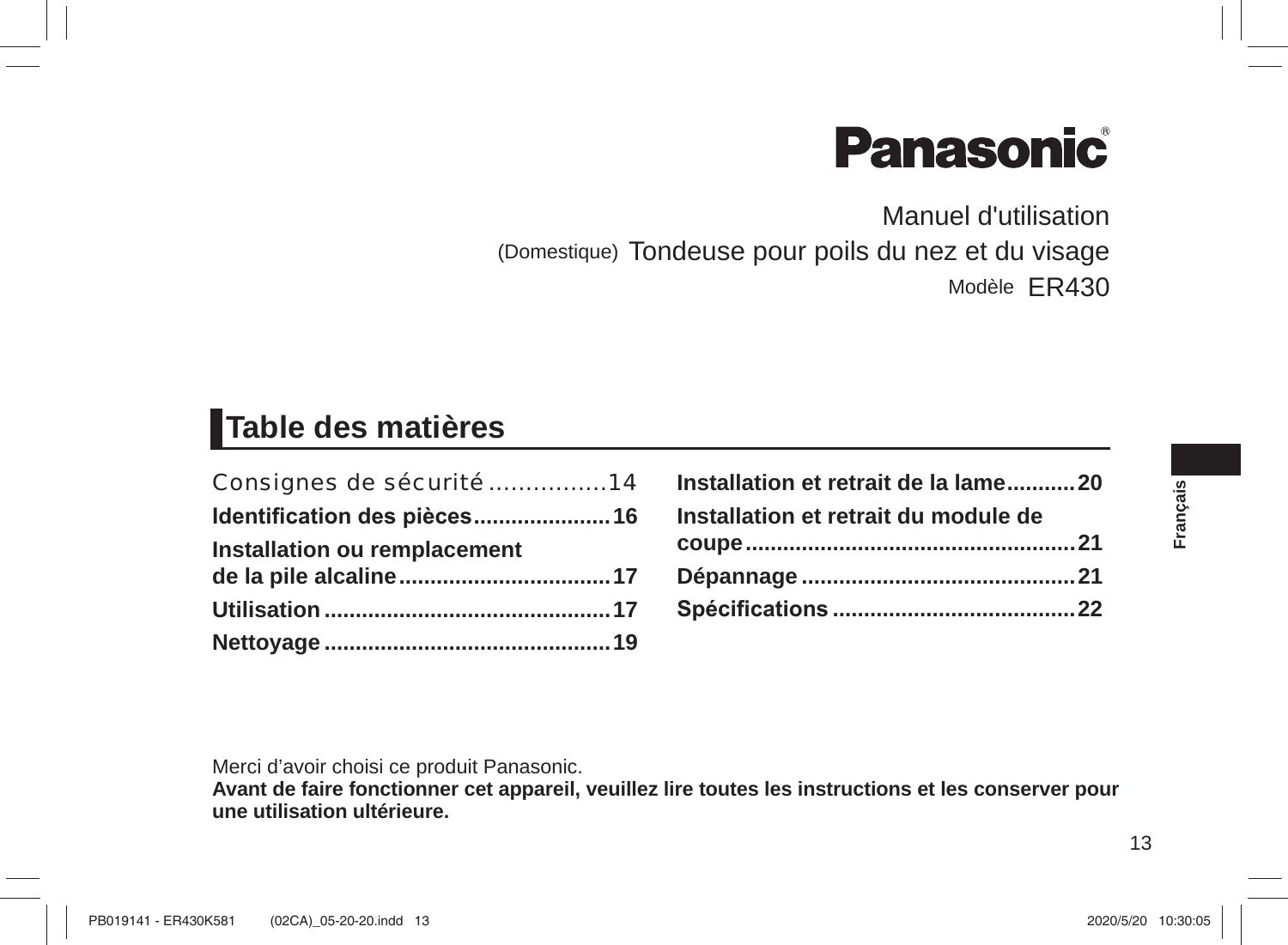Panasonic®

Manuel d'utilisation

(Domestique) Tondeuse pour poils du nez et du visage

Modèle ER430

## Table des matières

Consignes de sécurité ................14

**Identification des pièces......................16**

**Installation ou remplacement de la pile alcaline..................................17**

**Utilisation..............................................17**

**Nettoyage..............................................19**

**Installation et retrait de la lame...........20**

**Installation et retrait du module de coupe.....................................................21**

**Dépannage............................................21**

**Spécifications.......................................22**

Français

Merci d’avoir choisi ce produit Panasonic.

**Avant de faire fonctionner cet appareil, veuillez lire toutes les instructions et les conserver pour une utilisation ultérieure.**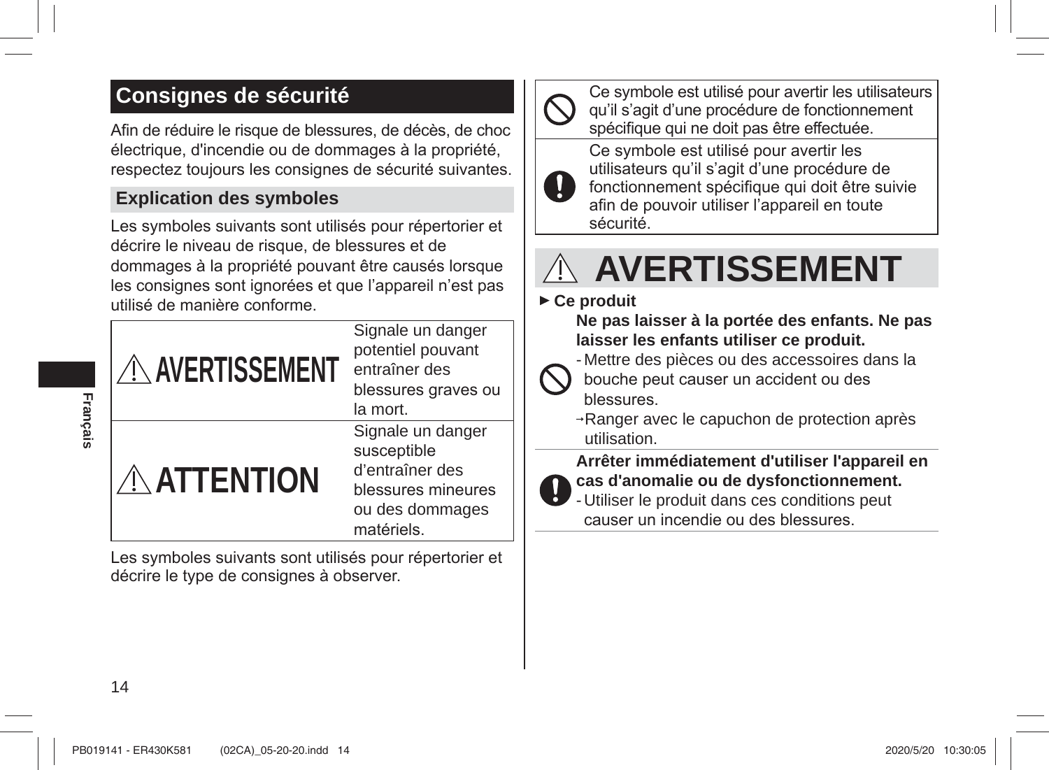## Consignes de sécurité

Afin de réduire le risque de blessures, de décès, de choc électrique, d'incendie ou de dommages à la propriété, respectez toujours les consignes de sécurité suivantes.

### Explication des symboles

Les symboles suivants sont utilisés pour répertorier et décrire le niveau de risque, de blessures et de dommages à la propriété pouvant être causés lorsque les consignes sont ignorées et que l'appareil n'est pas utilisé de manière conforme.

| | |
|---|---|
| ⚠ AVERTISSEMENT | Signale un danger potentiel pouvant entraîner des blessures graves ou la mort. |
| ⚠ ATTENTION | Signale un danger susceptible d'entraîner des blessures mineures ou des dommages matériels. |

Les symboles suivants sont utilisés pour répertorier et décrire le type de consignes à observer.

| | |
|---|---|
| 🛇 | Ce symbole est utilisé pour avertir les utilisateurs qu'il s'agit d'une procédure de fonctionnement spécifique qui ne doit pas être effectuée. |
| ❗ | Ce symbole est utilisé pour avertir les utilisateurs qu'il s'agit d'une procédure de fonctionnement spécifique qui doit être suivie afin de pouvoir utiliser l'appareil en toute sécurité. |

## ⚠ AVERTISSEMENT

► **Ce produit**

**Ne pas laisser à la portée des enfants. Ne pas laisser les enfants utiliser ce produit.**

- Mettre des pièces ou des accessoires dans la bouche peut causer un accident ou des blessures.

→Ranger avec le capuchon de protection après utilisation.

**Arrêter immédiatement d'utiliser l'appareil en cas d'anomalie ou de dysfonctionnement.**

- Utiliser le produit dans ces conditions peut causer un incendie ou des blessures.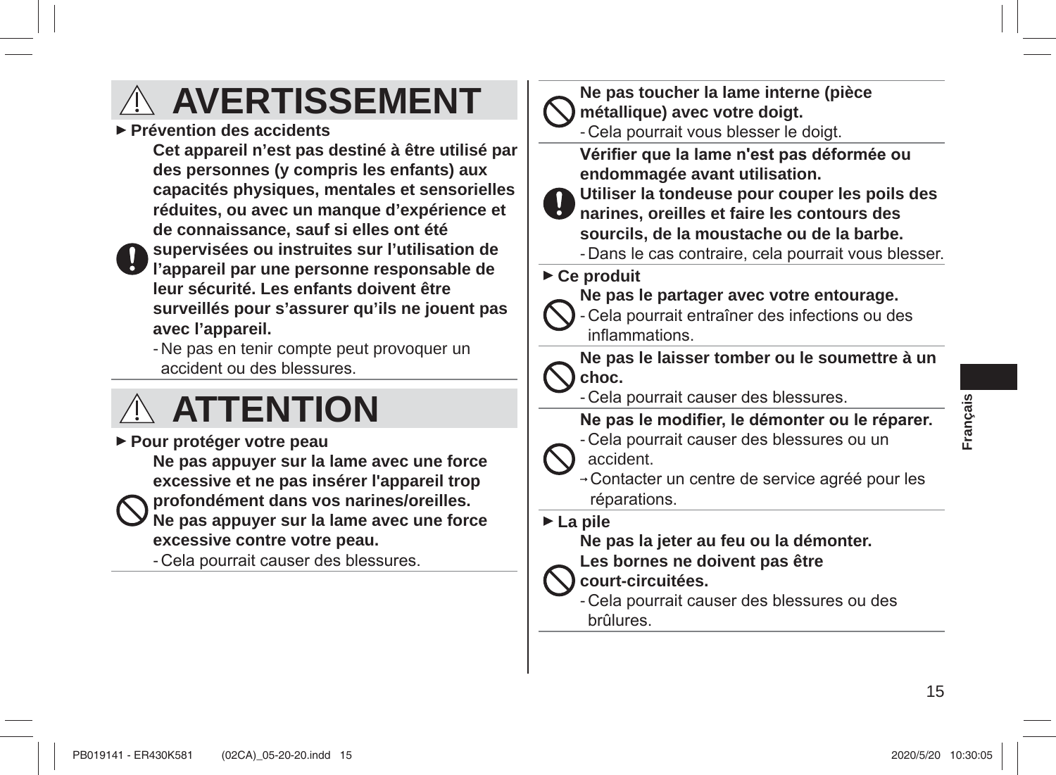# ⚠ AVERTISSEMENT

► **Prévention des accidents**

**Cet appareil n'est pas destiné à être utilisé par des personnes (y compris les enfants) aux capacités physiques, mentales et sensorielles réduites, ou avec un manque d'expérience et de connaissance, sauf si elles ont été supervisées ou instruites sur l'utilisation de l'appareil par une personne responsable de leur sécurité. Les enfants doivent être surveillés pour s'assurer qu'ils ne jouent pas avec l'appareil.**

- Ne pas en tenir compte peut provoquer un accident ou des blessures.

# ⚠ ATTENTION

► **Pour protéger votre peau**

**Ne pas appuyer sur la lame avec une force excessive et ne pas insérer l'appareil trop profondément dans vos narines/oreilles.**
**Ne pas appuyer sur la lame avec une force excessive contre votre peau.**

- Cela pourrait causer des blessures.

**Ne pas toucher la lame interne (pièce métallique) avec votre doigt.**

- Cela pourrait vous blesser le doigt.

**Vérifier que la lame n'est pas déformée ou endommagée avant utilisation.**
**Utiliser la tondeuse pour couper les poils des narines, oreilles et faire les contours des sourcils, de la moustache ou de la barbe.**

- Dans le cas contraire, cela pourrait vous blesser.

► **Ce produit**

**Ne pas le partager avec votre entourage.**

- Cela pourrait entraîner des infections ou des inflammations.

**Ne pas le laisser tomber ou le soumettre à un choc.**

- Cela pourrait causer des blessures.

**Ne pas le modifier, le démonter ou le réparer.**

- Cela pourrait causer des blessures ou un accident.

→ Contacter un centre de service agréé pour les réparations.

► **La pile**

**Ne pas la jeter au feu ou la démonter.**
**Les bornes ne doivent pas être court-circuitées.**

- Cela pourrait causer des blessures ou des brûlures.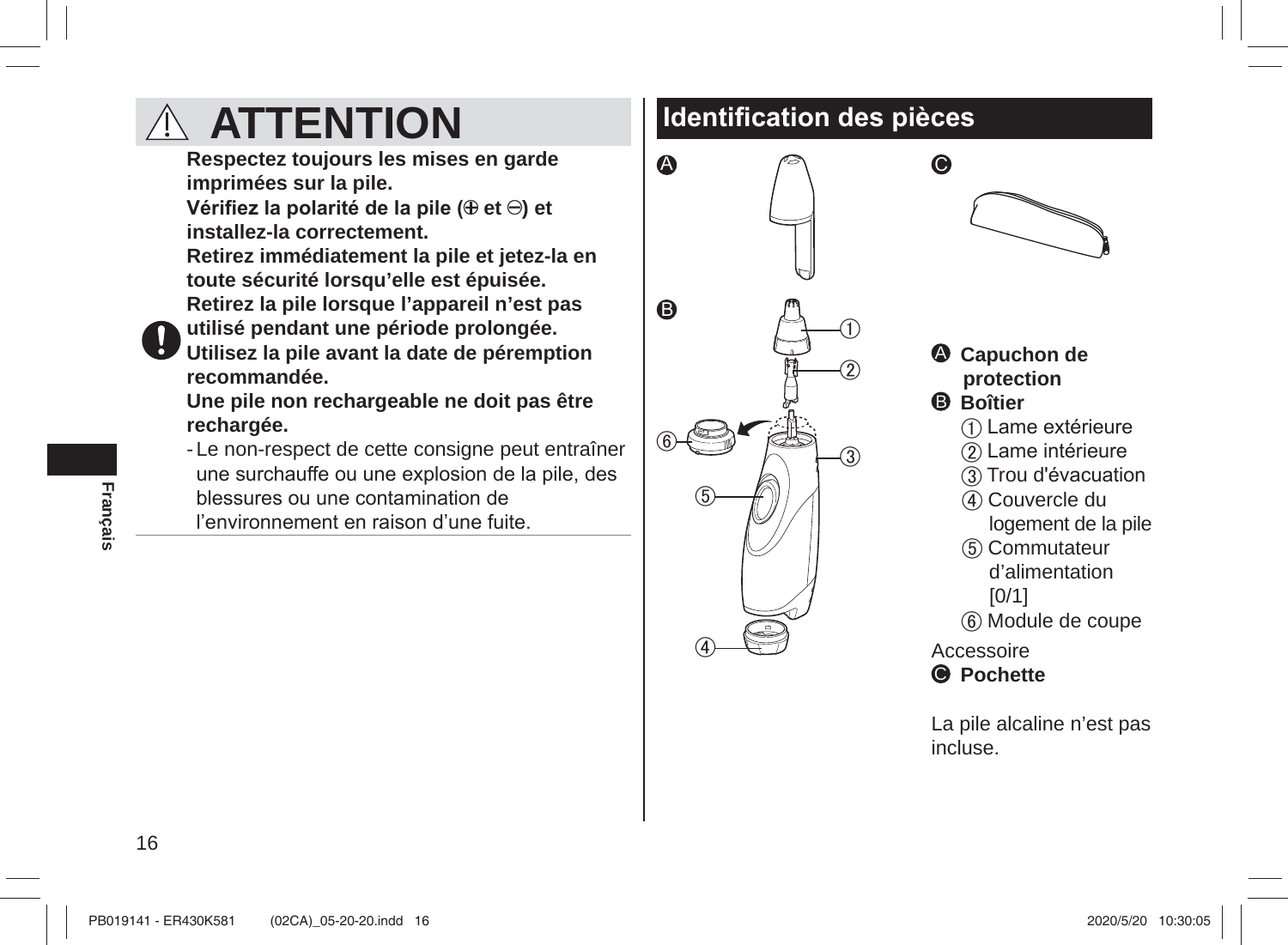# ⚠ ATTENTION

**Respectez toujours les mises en garde imprimées sur la pile.**
**Vérifiez la polarité de la pile (⊕ et ⊖) et installez-la correctement.**
**Retirez immédiatement la pile et jetez-la en toute sécurité lorsqu'elle est épuisée.**
**Retirez la pile lorsque l'appareil n'est pas utilisé pendant une période prolongée.**
**Utilisez la pile avant la date de péremption recommandée.**
**Une pile non rechargeable ne doit pas être rechargée.**

- Le non-respect de cette consigne peut entraîner une surchauffe ou une explosion de la pile, des blessures ou une contamination de l'environnement en raison d'une fuite.

## Identification des pièces

**A** **Capuchon de protection**

**B** **Boîtier**

1. Lame extérieure
2. Lame intérieure
3. Trou d'évacuation
4. Couvercle du logement de la pile
5. Commutateur d'alimentation [0/1]
6. Module de coupe

Accessoire

**C** **Pochette**

La pile alcaline n'est pas incluse.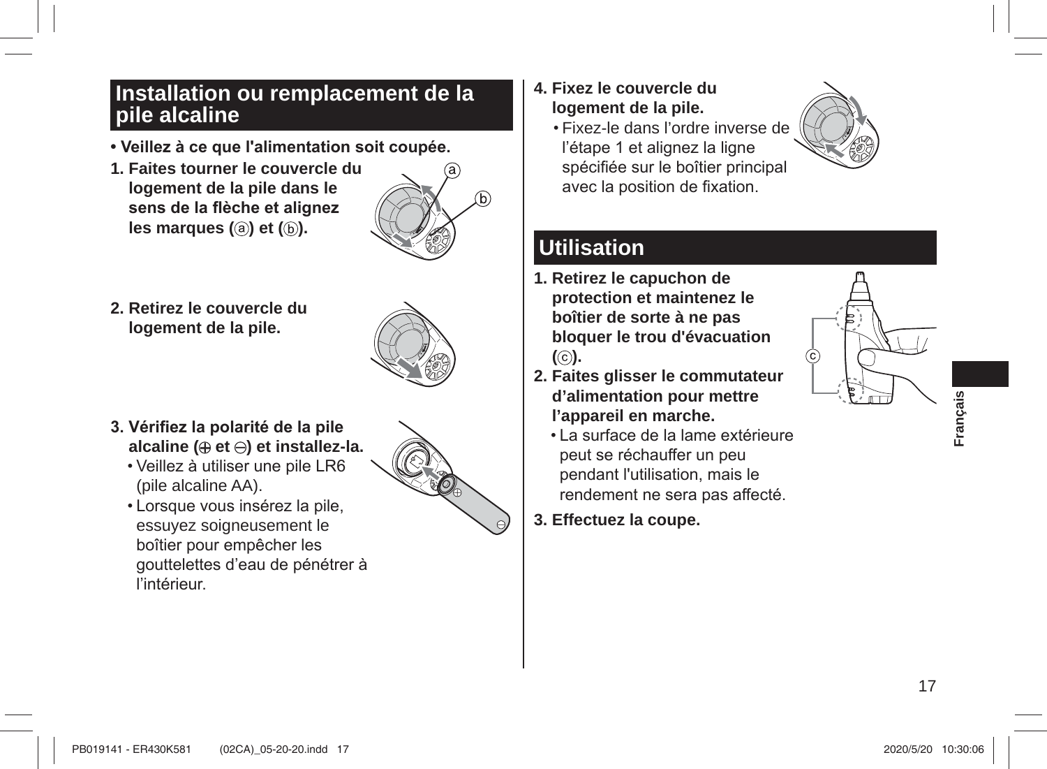## Installation ou remplacement de la pile alcaline

- **Veillez à ce que l'alimentation soit coupée.**

1. **Faites tourner le couvercle du logement de la pile dans le sens de la flèche et alignez les marques (ⓐ) et (ⓑ).**

2. **Retirez le couvercle du logement de la pile.**

3. **Vérifiez la polarité de la pile alcaline (⊕ et ⊖) et installez-la.**
   - Veillez à utiliser une pile LR6 (pile alcaline AA).
   - Lorsque vous insérez la pile, essuyez soigneusement le boîtier pour empêcher les gouttelettes d'eau de pénétrer à l'intérieur.

4. **Fixez le couvercle du logement de la pile.**
   - Fixez-le dans l'ordre inverse de l'étape 1 et alignez la ligne spécifiée sur le boîtier principal avec la position de fixation.

## Utilisation

1. **Retirez le capuchon de protection et maintenez le boîtier de sorte à ne pas bloquer le trou d'évacuation (ⓒ).**

2. **Faites glisser le commutateur d'alimentation pour mettre l'appareil en marche.**
   - La surface de la lame extérieure peut se réchauffer un peu pendant l'utilisation, mais le rendement ne sera pas affecté.

3. **Effectuez la coupe.**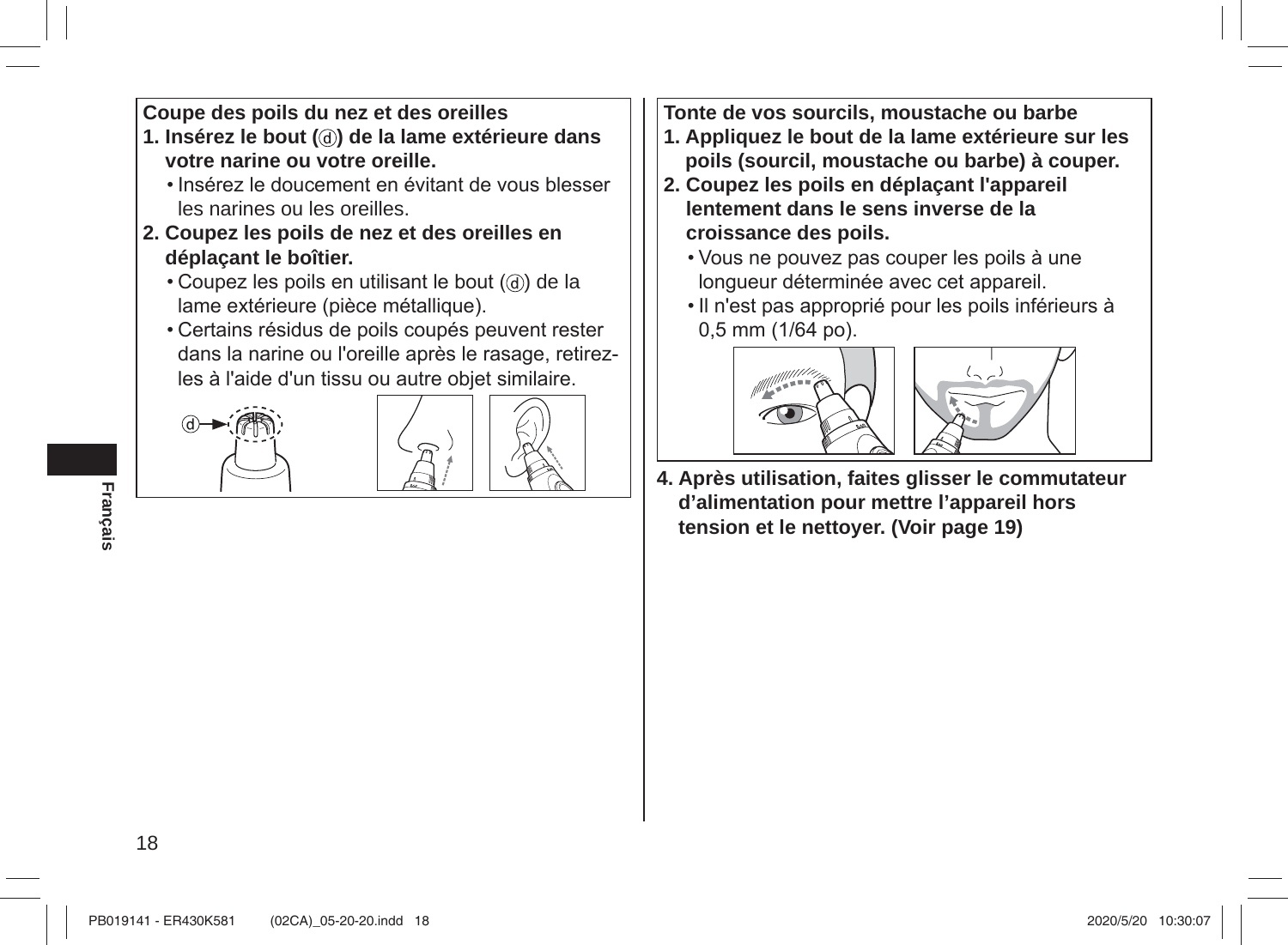**Coupe des poils du nez et des oreilles**

**1. Insérez le bout (ⓓ) de la lame extérieure dans votre narine ou votre oreille.**
- Insérez le doucement en évitant de vous blesser les narines ou les oreilles.

**2. Coupez les poils de nez et des oreilles en déplaçant le boîtier.**
- Coupez les poils en utilisant le bout (ⓓ) de la lame extérieure (pièce métallique).
- Certains résidus de poils coupés peuvent rester dans la narine ou l'oreille après le rasage, retirez-les à l'aide d'un tissu ou autre objet similaire.

**Tonte de vos sourcils, moustache ou barbe**

**1. Appliquez le bout de la lame extérieure sur les poils (sourcil, moustache ou barbe) à couper.**

**2. Coupez les poils en déplaçant l'appareil lentement dans le sens inverse de la croissance des poils.**
- Vous ne pouvez pas couper les poils à une longueur déterminée avec cet appareil.
- Il n'est pas approprié pour les poils inférieurs à 0,5 mm (1/64 po).

**4. Après utilisation, faites glisser le commutateur d’alimentation pour mettre l’appareil hors tension et le nettoyer. (Voir page 19)**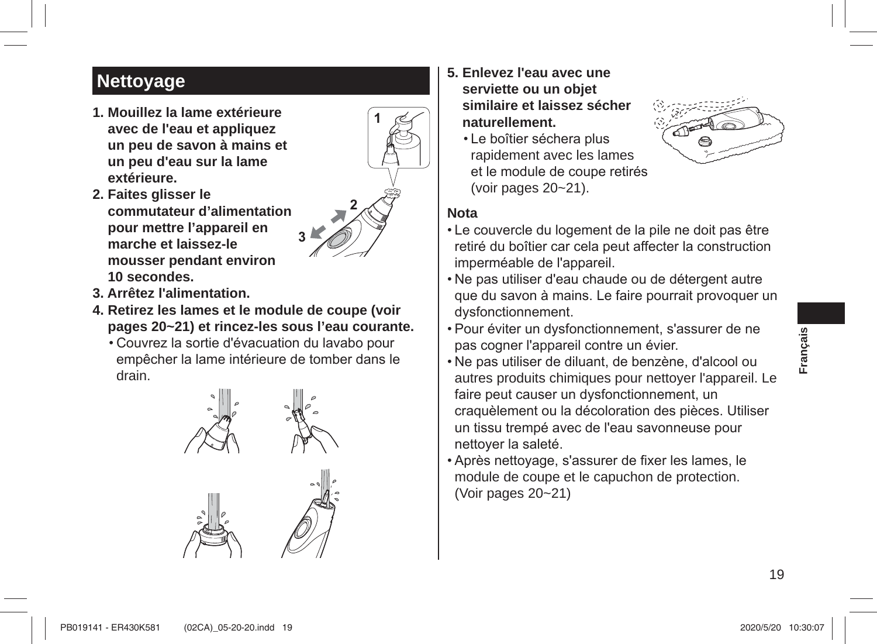## Nettoyage

1. **Mouillez la lame extérieure avec de l'eau et appliquez un peu de savon à mains et un peu d'eau sur la lame extérieure.**
2. **Faites glisser le commutateur d'alimentation pour mettre l'appareil en marche et laissez-le mousser pendant environ 10 secondes.**
3. **Arrêtez l'alimentation.**
4. **Retirez les lames et le module de coupe (voir pages 20~21) et rincez-les sous l'eau courante.**
   - Couvrez la sortie d'évacuation du lavabo pour empêcher la lame intérieure de tomber dans le drain.
5. **Enlevez l'eau avec une serviette ou un objet similaire et laissez sécher naturellement.**
   - Le boîtier séchera plus rapidement avec les lames et le module de coupe retirés (voir pages 20~21).

**Nota**

- Le couvercle du logement de la pile ne doit pas être retiré du boîtier car cela peut affecter la construction imperméable de l'appareil.
- Ne pas utiliser d'eau chaude ou de détergent autre que du savon à mains. Le faire pourrait provoquer un dysfonctionnement.
- Pour éviter un dysfonctionnement, s'assurer de ne pas cogner l'appareil contre un évier.
- Ne pas utiliser de diluant, de benzène, d'alcool ou autres produits chimiques pour nettoyer l'appareil. Le faire peut causer un dysfonctionnement, un craquèlement ou la décoloration des pièces. Utiliser un tissu trempé avec de l'eau savonneuse pour nettoyer la saleté.
- Après nettoyage, s'assurer de fixer les lames, le module de coupe et le capuchon de protection. (Voir pages 20~21)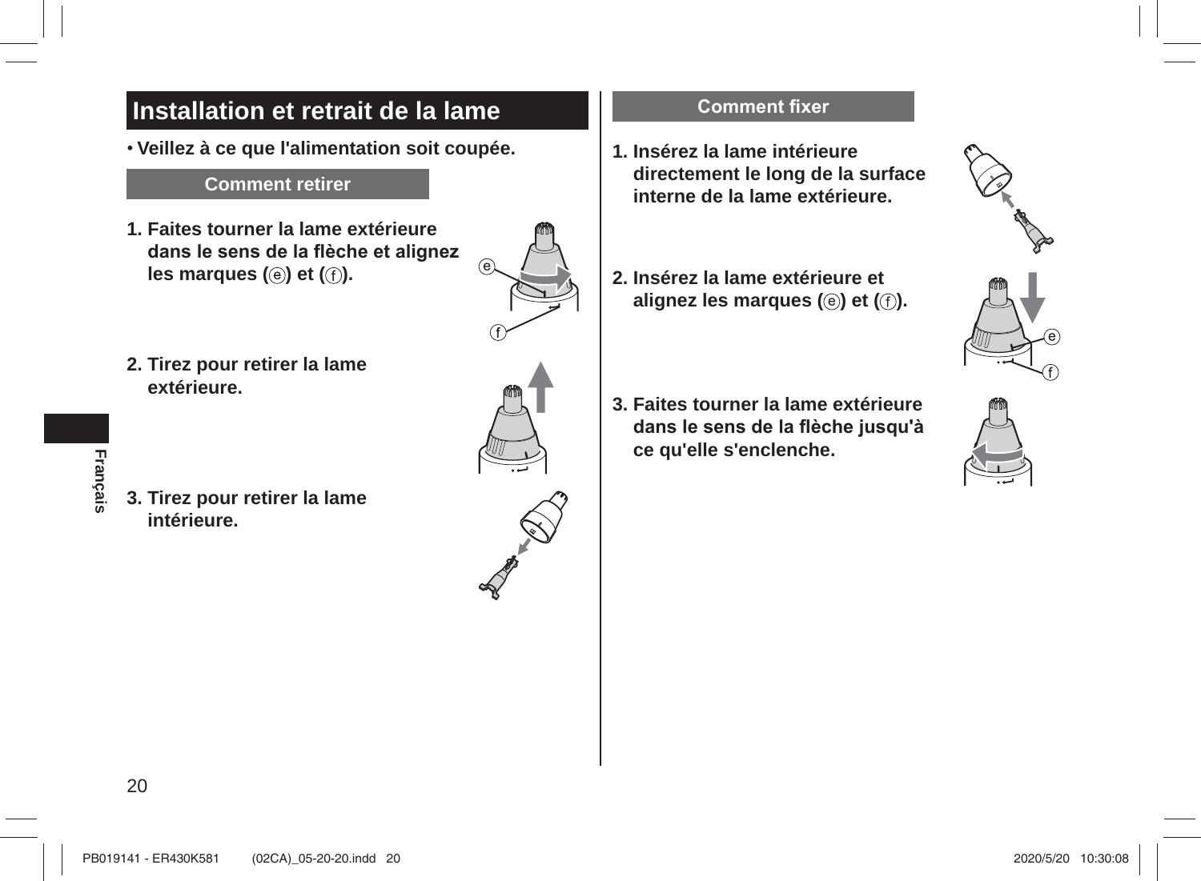# Installation et retrait de la lame

- **Veillez à ce que l'alimentation soit coupée.**

## Comment retirer

1. **Faites tourner la lame extérieure dans le sens de la flèche et alignez les marques (ⓔ) et (ⓕ).**
2. **Tirez pour retirer la lame extérieure.**
3. **Tirez pour retirer la lame intérieure.**

## Comment fixer

1. **Insérez la lame intérieure directement le long de la surface interne de la lame extérieure.**
2. **Insérez la lame extérieure et alignez les marques (ⓔ) et (ⓕ).**
3. **Faites tourner la lame extérieure dans le sens de la flèche jusqu'à ce qu'elle s'enclenche.**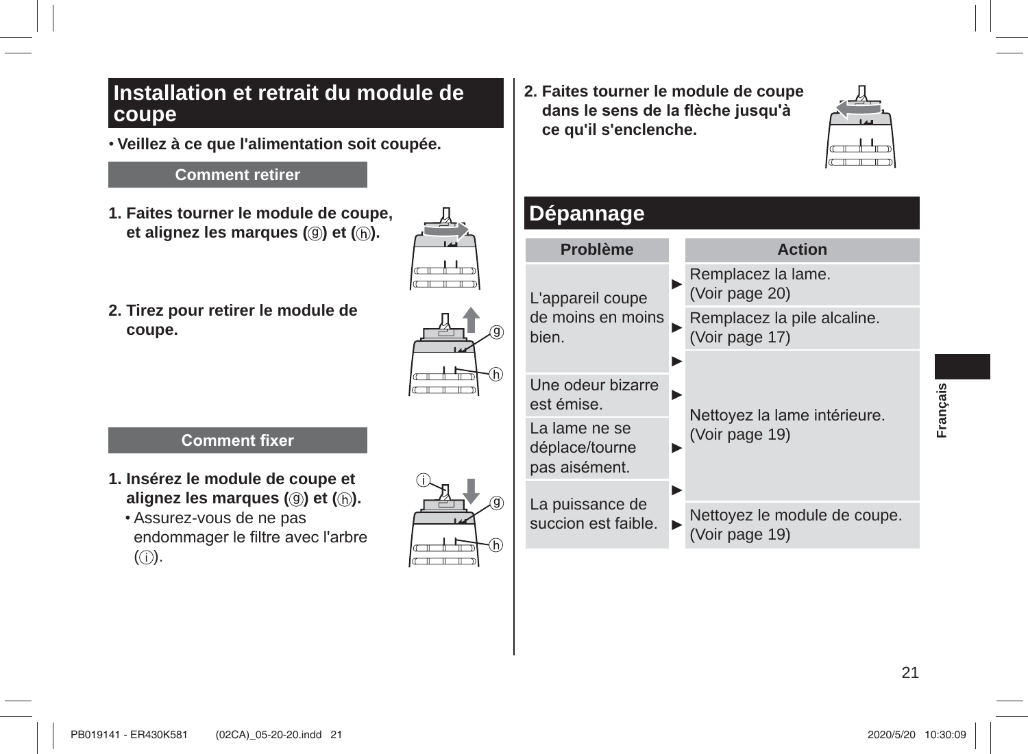## Installation et retrait du module de coupe

- **Veillez à ce que l'alimentation soit coupée.**

### Comment retirer

**1. Faites tourner le module de coupe, et alignez les marques (ⓖ) et (ⓗ).**

**2. Tirez pour retirer le module de coupe.**

### Comment fixer

**1. Insérez le module de coupe et alignez les marques (ⓖ) et (ⓗ).**

- Assurez-vous de ne pas endommager le filtre avec l'arbre (ⓘ).

**2. Faites tourner le module de coupe dans le sens de la flèche jusqu'à ce qu'il s'enclenche.**

## Dépannage

| Problème | Action |
| --- | --- |
| L'appareil coupe de moins en moins bien. | ► Remplacez la lame. (Voir page 20) |
| | ► Remplacez la pile alcaline. (Voir page 17) |
| | ► Nettoyez la lame intérieure. (Voir page 19) |
| Une odeur bizarre est émise. | ► Nettoyez la lame intérieure. (Voir page 19) |
| La lame ne se déplace/tourne pas aisément. | ► Nettoyez la lame intérieure. (Voir page 19) |
| La puissance de succion est faible. | ► Nettoyez la lame intérieure. (Voir page 19) |
| | ► Nettoyez le module de coupe. (Voir page 19) |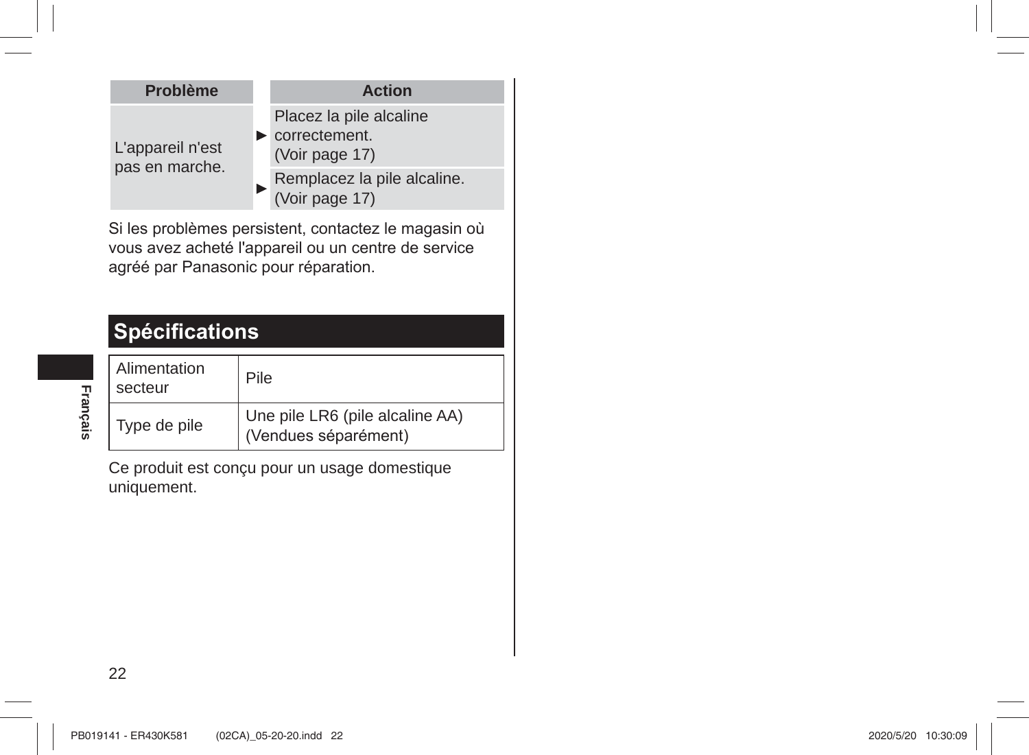| Problème | Action |
| --- | --- |
| L'appareil n'est pas en marche. | ► Placez la pile alcaline correctement. (Voir page 17) |
| | ► Remplacez la pile alcaline. (Voir page 17) |

Si les problèmes persistent, contactez le magasin où vous avez acheté l'appareil ou un centre de service agréé par Panasonic pour réparation.

## Spécifications

| Alimentation secteur | Pile |
| --- | --- |
| Type de pile | Une pile LR6 (pile alcaline AA) (Vendues séparément) |

Ce produit est conçu pour un usage domestique uniquement.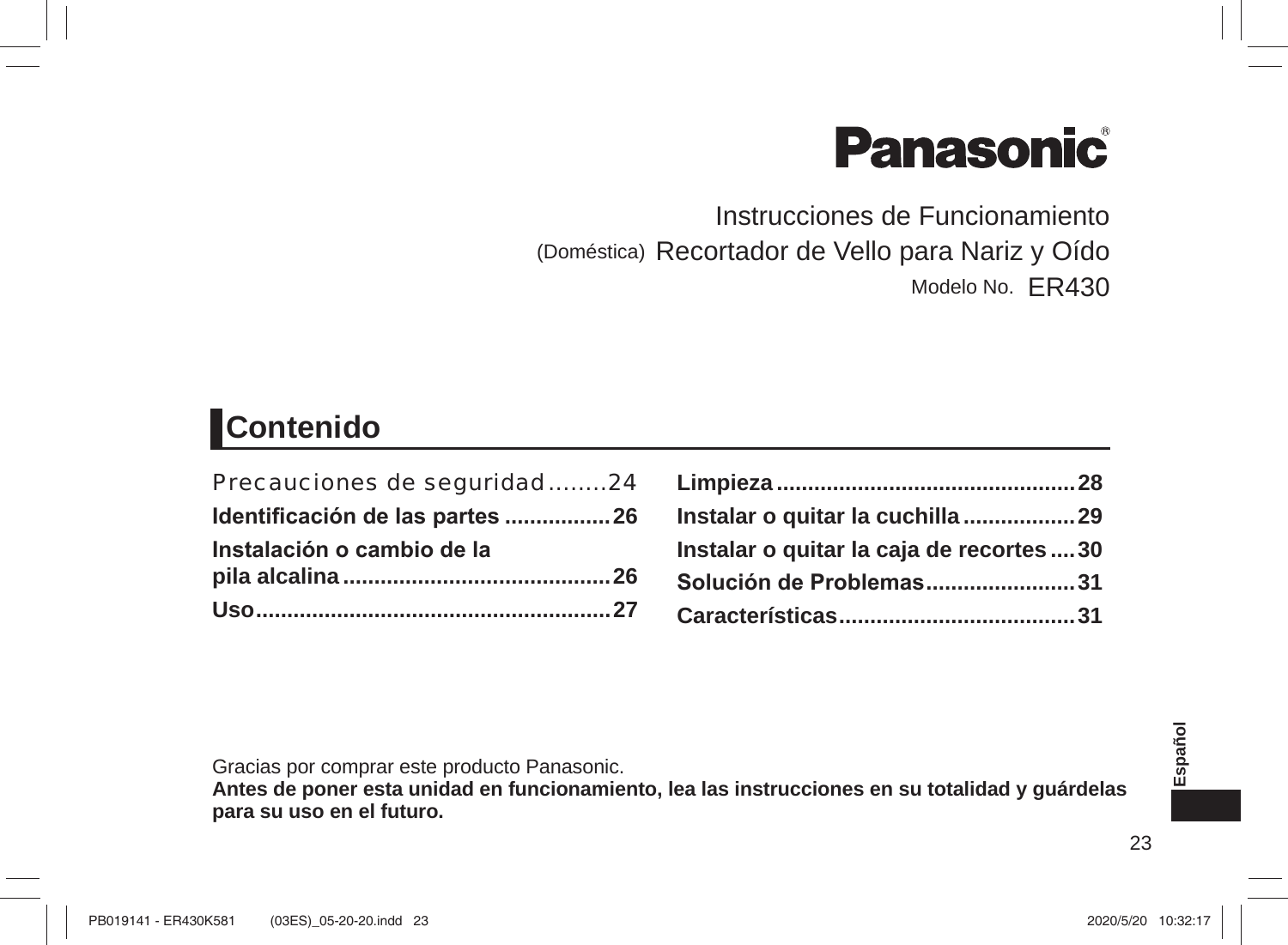Panasonic®

Instrucciones de Funcionamiento

(Doméstica) Recortador de Vello para Nariz y Oído

Modelo No. ER430

## Contenido

Precauciones de seguridad........24

**Identificación de las partes .................26**

**Instalación o cambio de la pila alcalina...........................................26**

**Uso.........................................................27**

**Limpieza...............................................28**

**Instalar o quitar la cuchilla..................29**

**Instalar o quitar la caja de recortes....30**

**Solución de Problemas........................31**

**Características......................................31**

Gracias por comprar este producto Panasonic.

**Antes de poner esta unidad en funcionamiento, lea las instrucciones en su totalidad y guárdelas para su uso en el futuro.**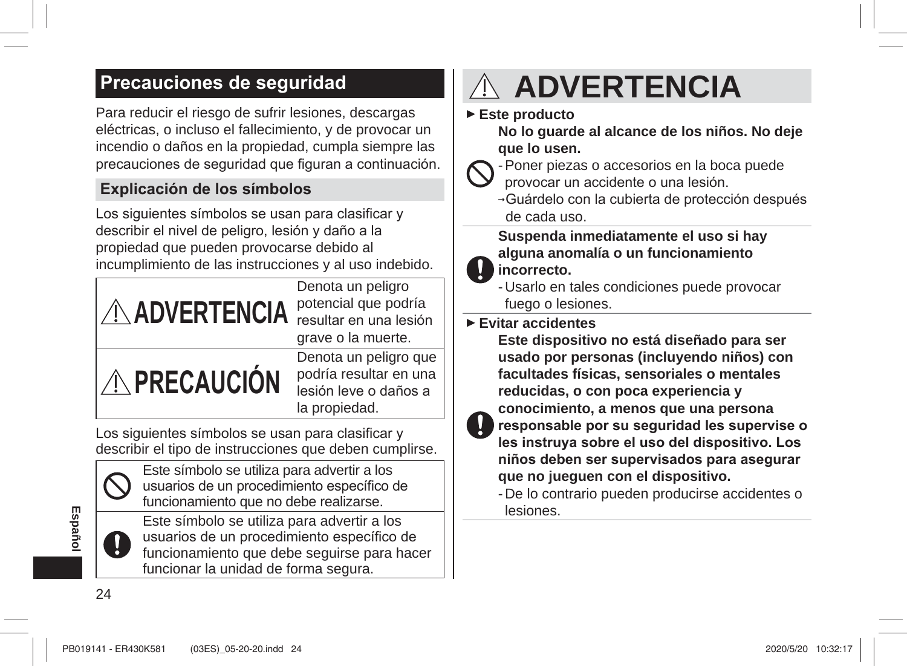## Precauciones de seguridad

Para reducir el riesgo de sufrir lesiones, descargas eléctricas, o incluso el fallecimiento, y de provocar un incendio o daños en la propiedad, cumpla siempre las precauciones de seguridad que figuran a continuación.

### Explicación de los símbolos

Los siguientes símbolos se usan para clasificar y describir el nivel de peligro, lesión y daño a la propiedad que pueden provocarse debido al incumplimiento de las instrucciones y al uso indebido.

| | |
|---|---|
| ⚠ **ADVERTENCIA** | Denota un peligro potencial que podría resultar en una lesión grave o la muerte. |
| ⚠ **PRECAUCIÓN** | Denota un peligro que podría resultar en una lesión leve o daños a la propiedad. |

Los siguientes símbolos se usan para clasificar y describir el tipo de instrucciones que deben cumplirse.

| | |
|---|---|
| 🛇 | Este símbolo se utiliza para advertir a los usuarios de un procedimiento específico de funcionamiento que no debe realizarse. |
| ! | Este símbolo se utiliza para advertir a los usuarios de un procedimiento específico de funcionamiento que debe seguirse para hacer funcionar la unidad de forma segura. |

## ⚠ ADVERTENCIA

► **Este producto**

**No lo guarde al alcance de los niños. No deje que lo usen.**

- Poner piezas o accesorios en la boca puede provocar un accidente o una lesión.

→Guárdelo con la cubierta de protección después de cada uso.

**Suspenda inmediatamente el uso si hay alguna anomalía o un funcionamiento incorrecto.**

- Usarlo en tales condiciones puede provocar fuego o lesiones.

► **Evitar accidentes**

**Este dispositivo no está diseñado para ser usado por personas (incluyendo niños) con facultades físicas, sensoriales o mentales reducidas, o con poca experiencia y conocimiento, a menos que una persona responsable por su seguridad les supervise o les instruya sobre el uso del dispositivo. Los niños deben ser supervisados para asegurar que no jueguen con el dispositivo.**

- De lo contrario pueden producirse accidentes o lesiones.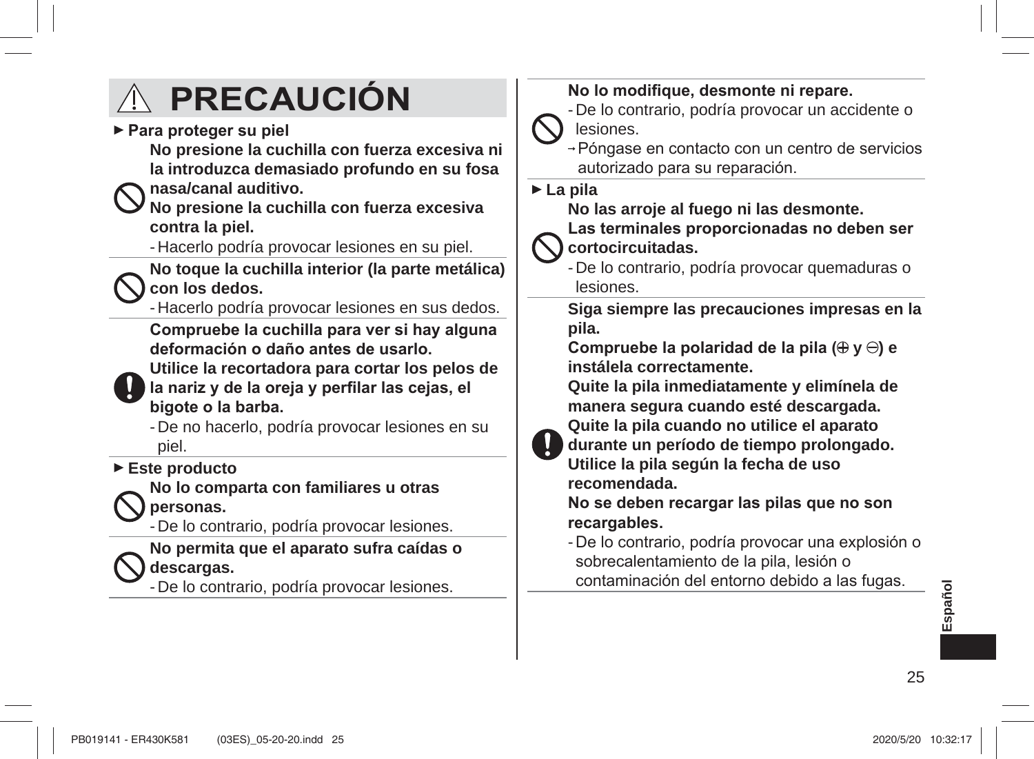# ⚠ PRECAUCIÓN

► **Para proteger su piel**

**No presione la cuchilla con fuerza excesiva ni la introduzca demasiado profundo en su fosa nasa/canal auditivo.**
**No presione la cuchilla con fuerza excesiva contra la piel.**

- Hacerlo podría provocar lesiones en su piel.

**No toque la cuchilla interior (la parte metálica) con los dedos.**

- Hacerlo podría provocar lesiones en sus dedos.

**Compruebe la cuchilla para ver si hay alguna deformación o daño antes de usarlo.**
**Utilice la recortadora para cortar los pelos de la nariz y de la oreja y perfilar las cejas, el bigote o la barba.**

- De no hacerlo, podría provocar lesiones en su piel.

► **Este producto**

**No lo comparta con familiares u otras personas.**

- De lo contrario, podría provocar lesiones.

**No permita que el aparato sufra caídas o descargas.**

- De lo contrario, podría provocar lesiones.

**No lo modifique, desmonte ni repare.**

- De lo contrario, podría provocar un accidente o lesiones.

→ Póngase en contacto con un centro de servicios autorizado para su reparación.

► **La pila**

**No las arroje al fuego ni las desmonte.**
**Las terminales proporcionadas no deben ser cortocircuitadas.**

- De lo contrario, podría provocar quemaduras o lesiones.

**Siga siempre las precauciones impresas en la pila.**
**Compruebe la polaridad de la pila (⊕ y ⊖) e instálela correctamente.**
**Quite la pila inmediatamente y elimínela de manera segura cuando esté descargada.**
**Quite la pila cuando no utilice el aparato durante un período de tiempo prolongado.**
**Utilice la pila según la fecha de uso recomendada.**
**No se deben recargar las pilas que no son recargables.**

- De lo contrario, podría provocar una explosión o sobrecalentamiento de la pila, lesión o contaminación del entorno debido a las fugas.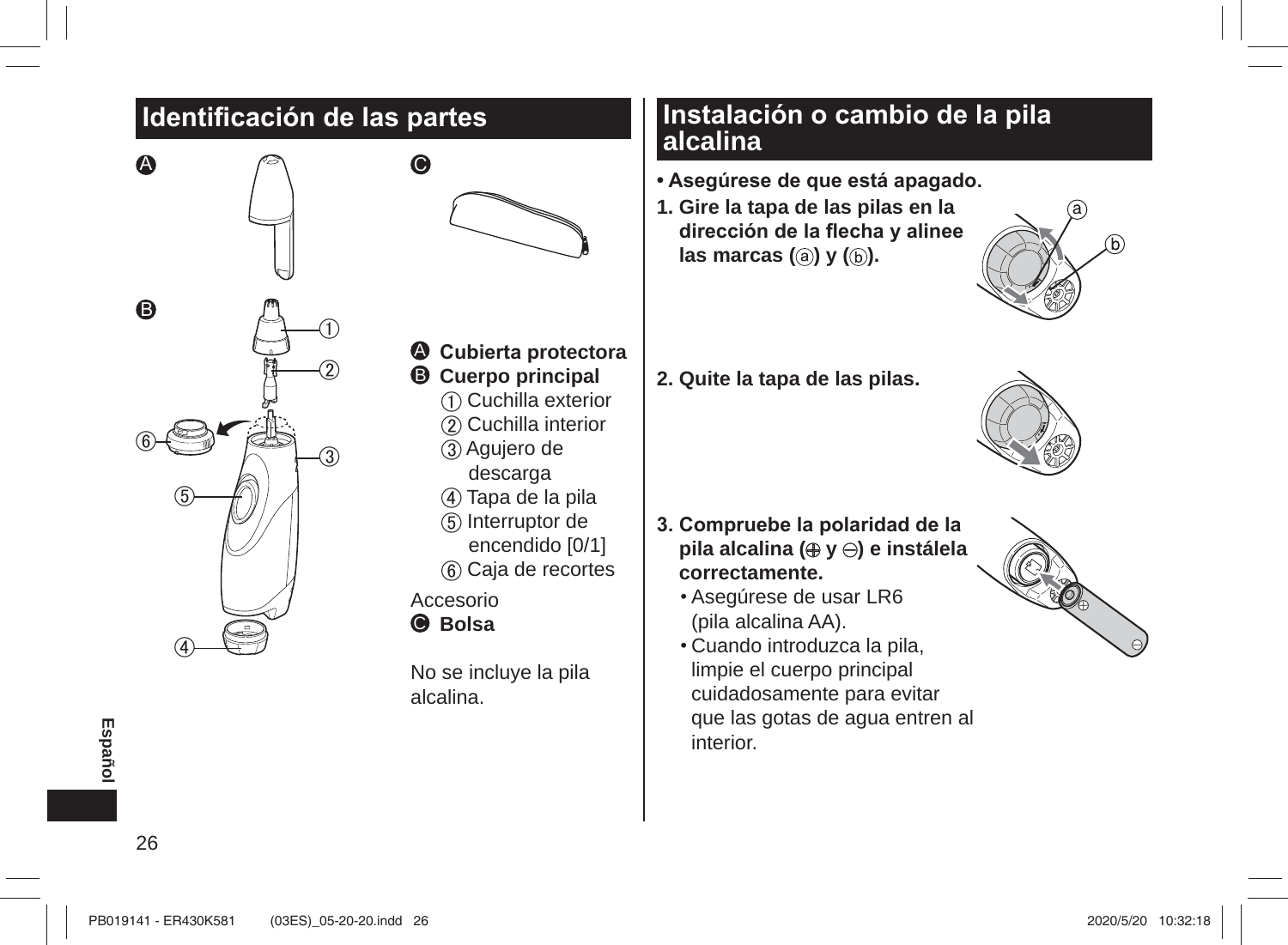## Identificación de las partes

**A** Cubierta protectora

**B** Cuerpo principal

① Cuchilla exterior
② Cuchilla interior
③ Agujero de descarga
④ Tapa de la pila
⑤ Interruptor de encendido [0/1]
⑥ Caja de recortes

Accesorio

**C** Bolsa

No se incluye la pila alcalina.

## Instalación o cambio de la pila alcalina

- **Asegúrese de que está apagado.**

1. **Gire la tapa de las pilas en la dirección de la flecha y alinee las marcas (ⓐ) y (ⓑ).**
2. **Quite la tapa de las pilas.**
3. **Compruebe la polaridad de la pila alcalina (⊕ y ⊖) e instálela correctamente.**
   - Asegúrese de usar LR6 (pila alcalina AA).
   - Cuando introduzca la pila, limpie el cuerpo principal cuidadosamente para evitar que las gotas de agua entren al interior.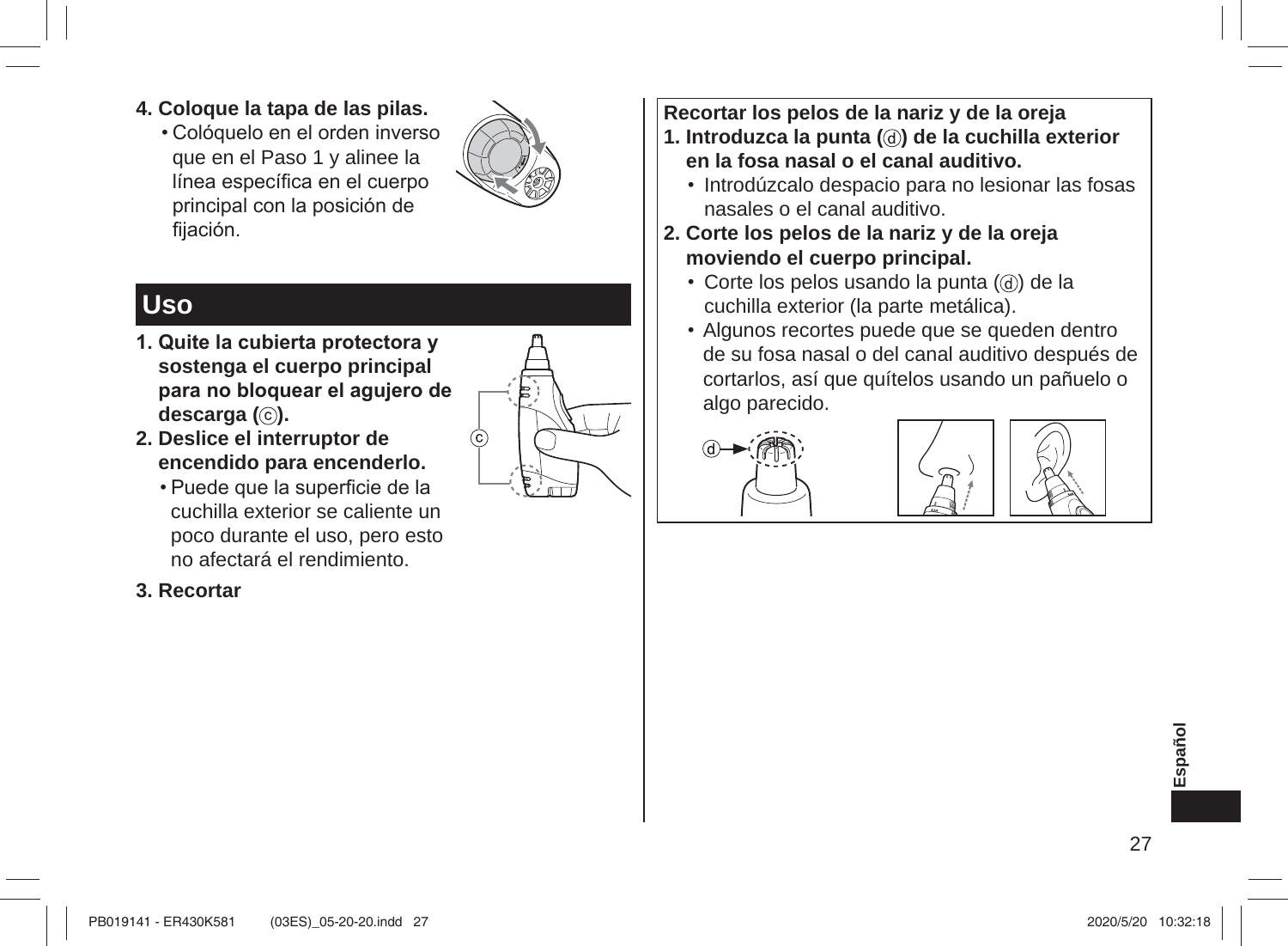**4. Coloque la tapa de las pilas.**

- Colóquelo en el orden inverso que en el Paso 1 y alinee la línea específica en el cuerpo principal con la posición de fijación.

## Uso

**1. Quite la cubierta protectora y sostenga el cuerpo principal para no bloquear el agujero de descarga (ⓒ).**

**2. Deslice el interruptor de encendido para encenderlo.**

- Puede que la superficie de la cuchilla exterior se caliente un poco durante el uso, pero esto no afectará el rendimiento.

**3. Recortar**

**Recortar los pelos de la nariz y de la oreja**

**1. Introduzca la punta (ⓓ) de la cuchilla exterior en la fosa nasal o el canal auditivo.**

- Introdúzcalo despacio para no lesionar las fosas nasales o el canal auditivo.

**2. Corte los pelos de la nariz y de la oreja moviendo el cuerpo principal.**

- Corte los pelos usando la punta (ⓓ) de la cuchilla exterior (la parte metálica).
- Algunos recortes puede que se queden dentro de su fosa nasal o del canal auditivo después de cortarlos, así que quítelos usando un pañuelo o algo parecido.

Español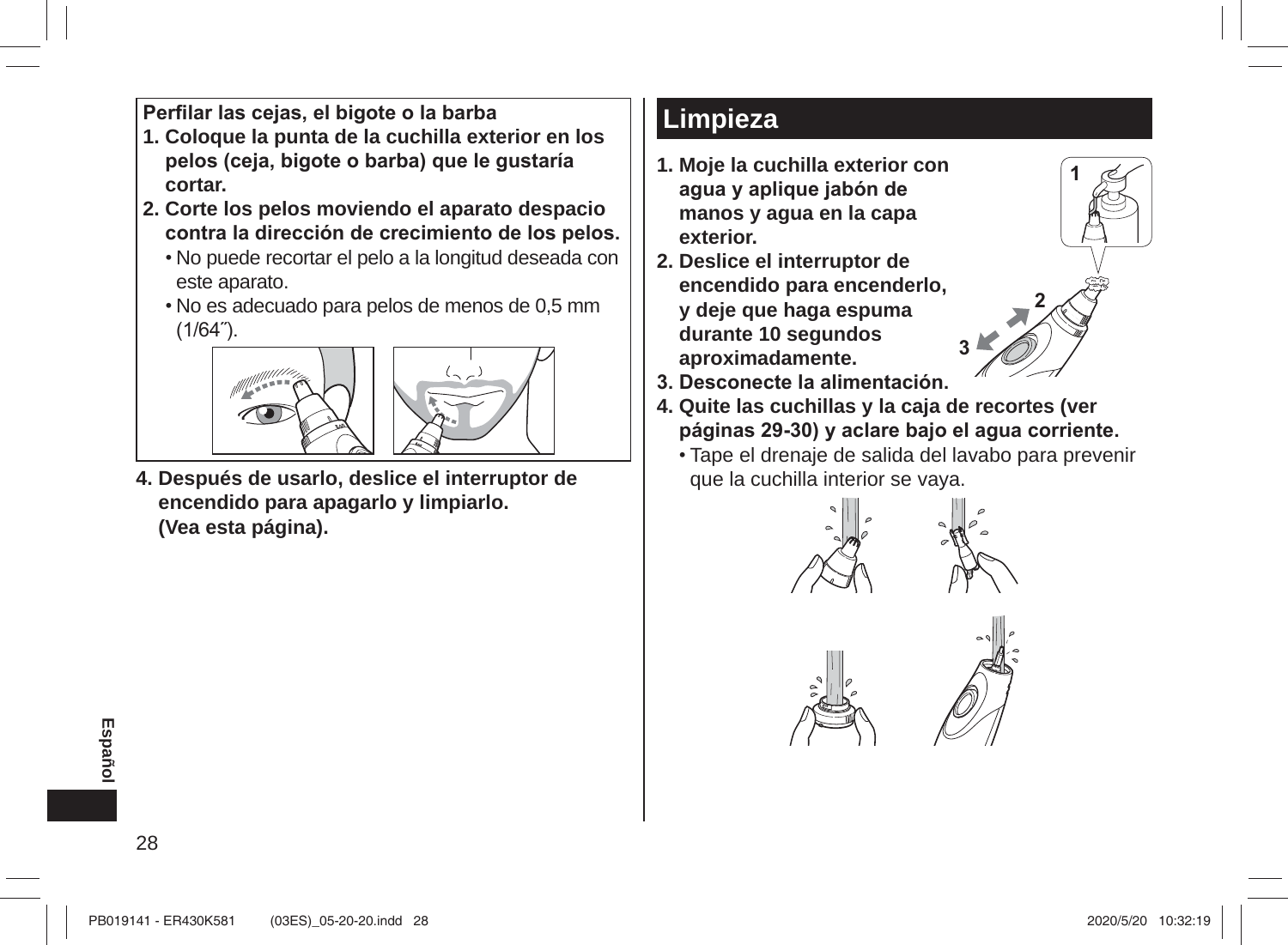**Perfilar las cejas, el bigote o la barba**

1. **Coloque la punta de la cuchilla exterior en los pelos (ceja, bigote o barba) que le gustaría cortar.**
2. **Corte los pelos moviendo el aparato despacio contra la dirección de crecimiento de los pelos.**
   - No puede recortar el pelo a la longitud deseada con este aparato.
   - No es adecuado para pelos de menos de 0,5 mm (1/64˝).

4. **Después de usarlo, deslice el interruptor de encendido para apagarlo y limpiarlo. (Vea esta página).**

## Limpieza

1. **Moje la cuchilla exterior con agua y aplique jabón de manos y agua en la capa exterior.**
2. **Deslice el interruptor de encendido para encenderlo, y deje que haga espuma durante 10 segundos aproximadamente.**
3. **Desconecte la alimentación.**
4. **Quite las cuchillas y la caja de recortes (ver páginas 29-30) y aclare bajo el agua corriente.**
   - Tape el drenaje de salida del lavabo para prevenir que la cuchilla interior se vaya.

Español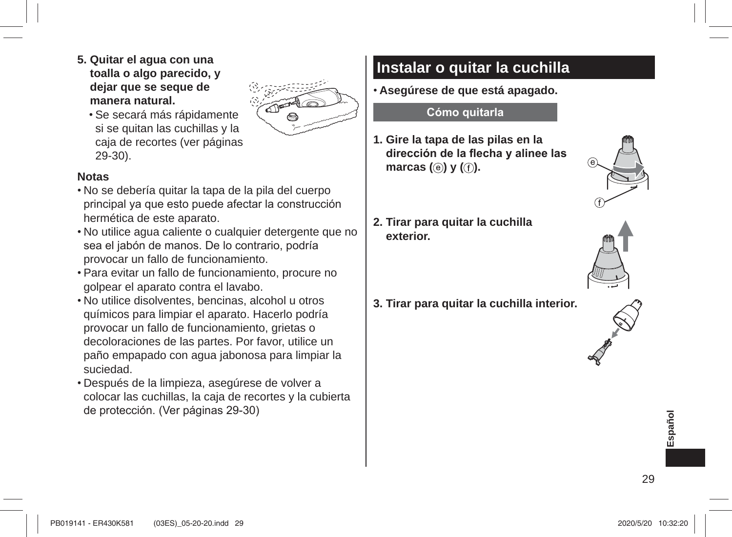**5. Quitar el agua con una toalla o algo parecido, y dejar que se seque de manera natural.**

- Se secará más rápidamente si se quitan las cuchillas y la caja de recortes (ver páginas 29-30).

**Notas**

- No se debería quitar la tapa de la pila del cuerpo principal ya que esto puede afectar la construcción hermética de este aparato.
- No utilice agua caliente o cualquier detergente que no sea el jabón de manos. De lo contrario, podría provocar un fallo de funcionamiento.
- Para evitar un fallo de funcionamiento, procure no golpear el aparato contra el lavabo.
- No utilice disolventes, bencinas, alcohol u otros químicos para limpiar el aparato. Hacerlo podría provocar un fallo de funcionamiento, grietas o decoloraciones de las partes. Por favor, utilice un paño empapado con agua jabonosa para limpiar la suciedad.
- Después de la limpieza, asegúrese de volver a colocar las cuchillas, la caja de recortes y la cubierta de protección. (Ver páginas 29-30)

## Instalar o quitar la cuchilla

- **Asegúrese de que está apagado.**

### Cómo quitarla

**1. Gire la tapa de las pilas en la dirección de la flecha y alinee las marcas (ⓔ) y (ⓕ).**

**2. Tirar para quitar la cuchilla exterior.**

**3. Tirar para quitar la cuchilla interior.**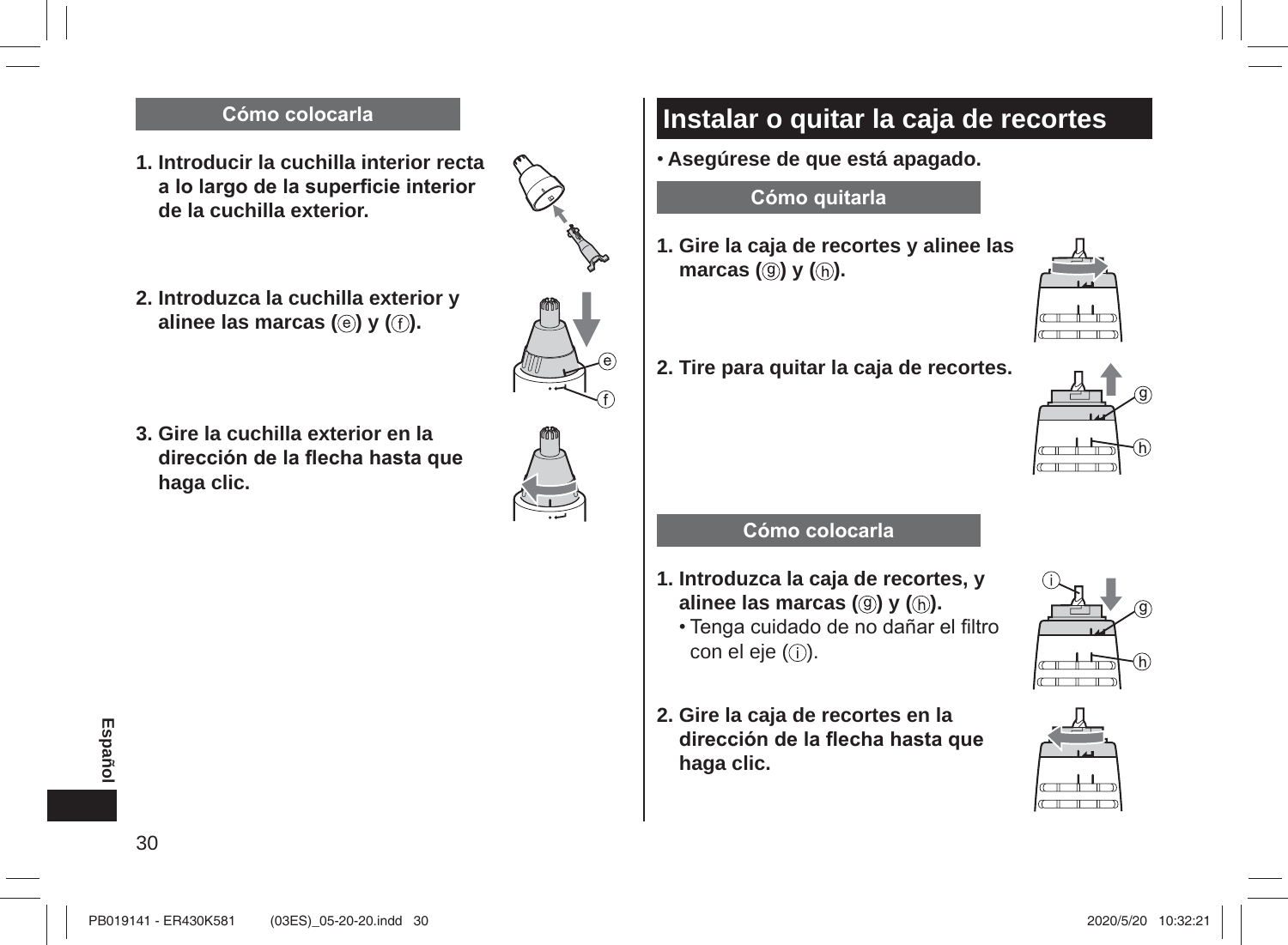### Cómo colocarla

1. **Introducir la cuchilla interior recta a lo largo de la superficie interior de la cuchilla exterior.**
2. **Introduzca la cuchilla exterior y alinee las marcas (ⓔ) y (ⓕ).**
3. **Gire la cuchilla exterior en la dirección de la flecha hasta que haga clic.**

## Instalar o quitar la caja de recortes

- **Asegúrese de que está apagado.**

### Cómo quitarla

1. **Gire la caja de recortes y alinee las marcas (ⓖ) y (ⓗ).**
2. **Tire para quitar la caja de recortes.**

### Cómo colocarla

1. **Introduzca la caja de recortes, y alinee las marcas (ⓖ) y (ⓗ).**
   - Tenga cuidado de no dañar el filtro con el eje (ⓘ).
2. **Gire la caja de recortes en la dirección de la flecha hasta que haga clic.**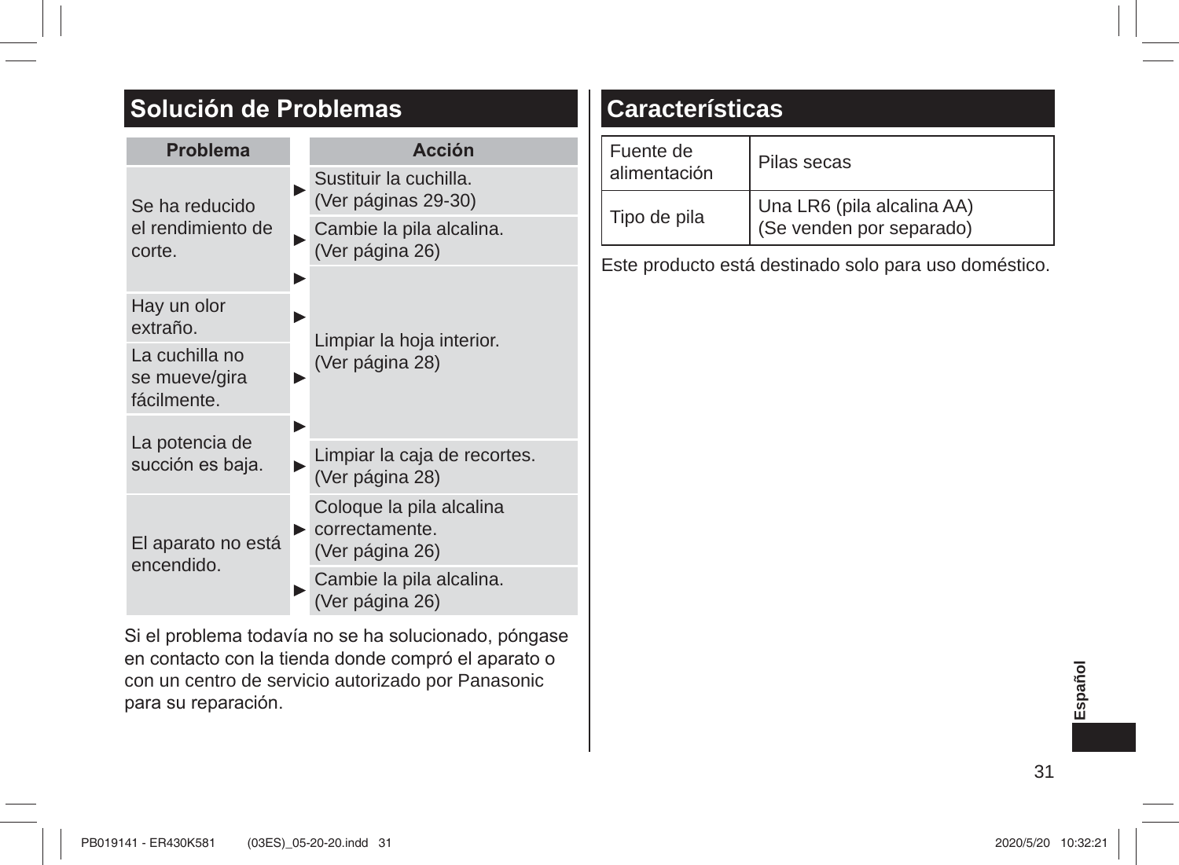## Solución de Problemas

| Problema | Acción |
| --- | --- |
| Se ha reducido el rendimiento de corte. | ► Sustituir la cuchilla. (Ver páginas 29-30) |
| | ► Cambie la pila alcalina. (Ver página 26) |
| | ► Limpiar la hoja interior. (Ver página 28) |
| Hay un olor extraño. | ► Limpiar la hoja interior. (Ver página 28) |
| La cuchilla no se mueve/gira fácilmente. | ► Limpiar la hoja interior. (Ver página 28) |
| La potencia de succión es baja. | ► Limpiar la hoja interior. (Ver página 28) |
| | ► Limpiar la caja de recortes. (Ver página 28) |
| El aparato no está encendido. | ► Coloque la pila alcalina correctamente. (Ver página 26) |
| | ► Cambie la pila alcalina. (Ver página 26) |

Si el problema todavía no se ha solucionado, póngase en contacto con la tienda donde compró el aparato o con un centro de servicio autorizado por Panasonic para su reparación.

## Características

| Fuente de alimentación | Pilas secas |
| --- | --- |
| Tipo de pila | Una LR6 (pila alcalina AA) (Se venden por separado) |

Este producto está destinado solo para uso doméstico.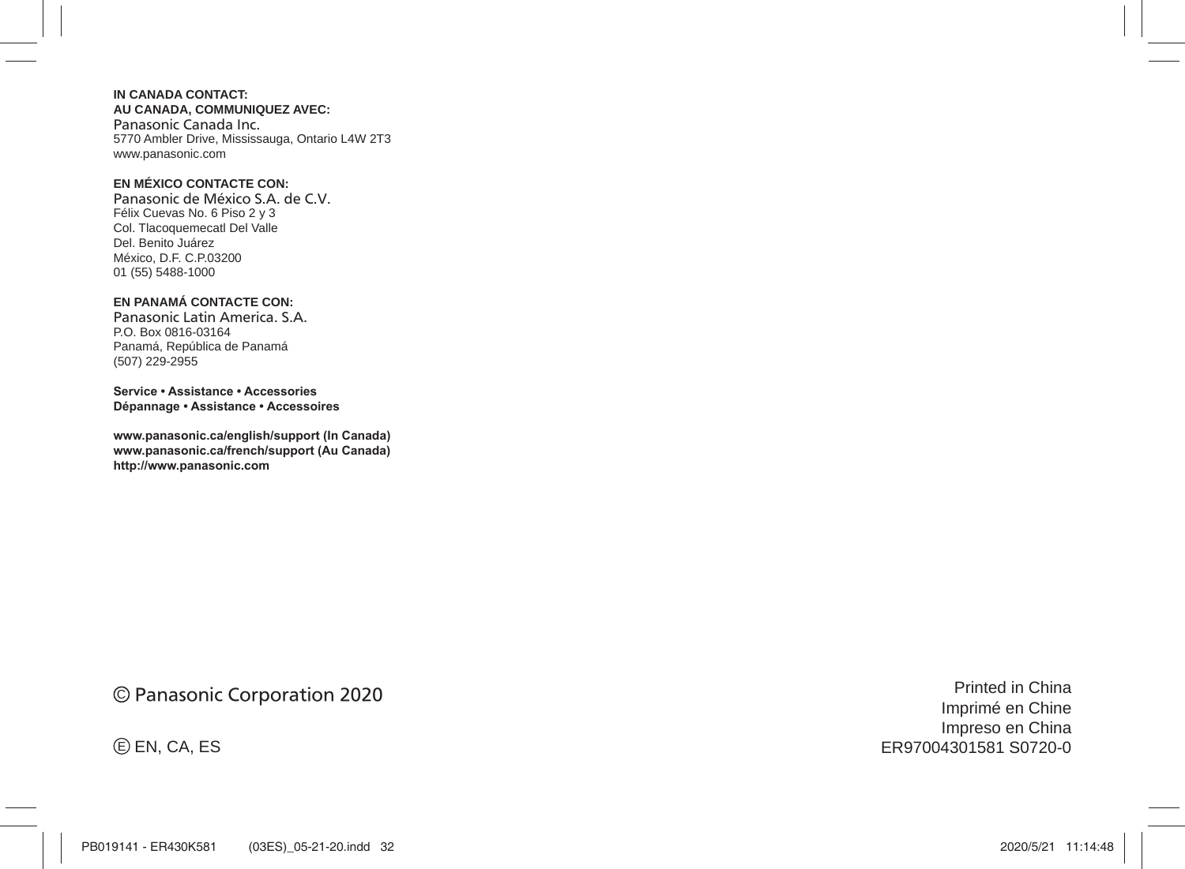**IN CANADA CONTACT:**
**AU CANADA, COMMUNIQUEZ AVEC:**
Panasonic Canada Inc.
5770 Ambler Drive, Mississauga, Ontario L4W 2T3
www.panasonic.com

**EN MÉXICO CONTACTE CON:**
Panasonic de México S.A. de C.V.
Félix Cuevas No. 6 Piso 2 y 3
Col. Tlacoquemecatl Del Valle
Del. Benito Juárez
México, D.F. C.P.03200
01 (55) 5488-1000

**EN PANAMÁ CONTACTE CON:**
Panasonic Latin America. S.A.
P.O. Box 0816-03164
Panamá, República de Panamá
(507) 229-2955

**Service • Assistance • Accessories**
**Dépannage • Assistance • Accessoires**

**www.panasonic.ca/english/support (In Canada)**
**www.panasonic.ca/french/support (Au Canada)**
**http://www.panasonic.com**

© Panasonic Corporation 2020

Ⓔ EN, CA, ES

Printed in China
Imprimé en Chine
Impreso en China
ER97004301581 S0720-0